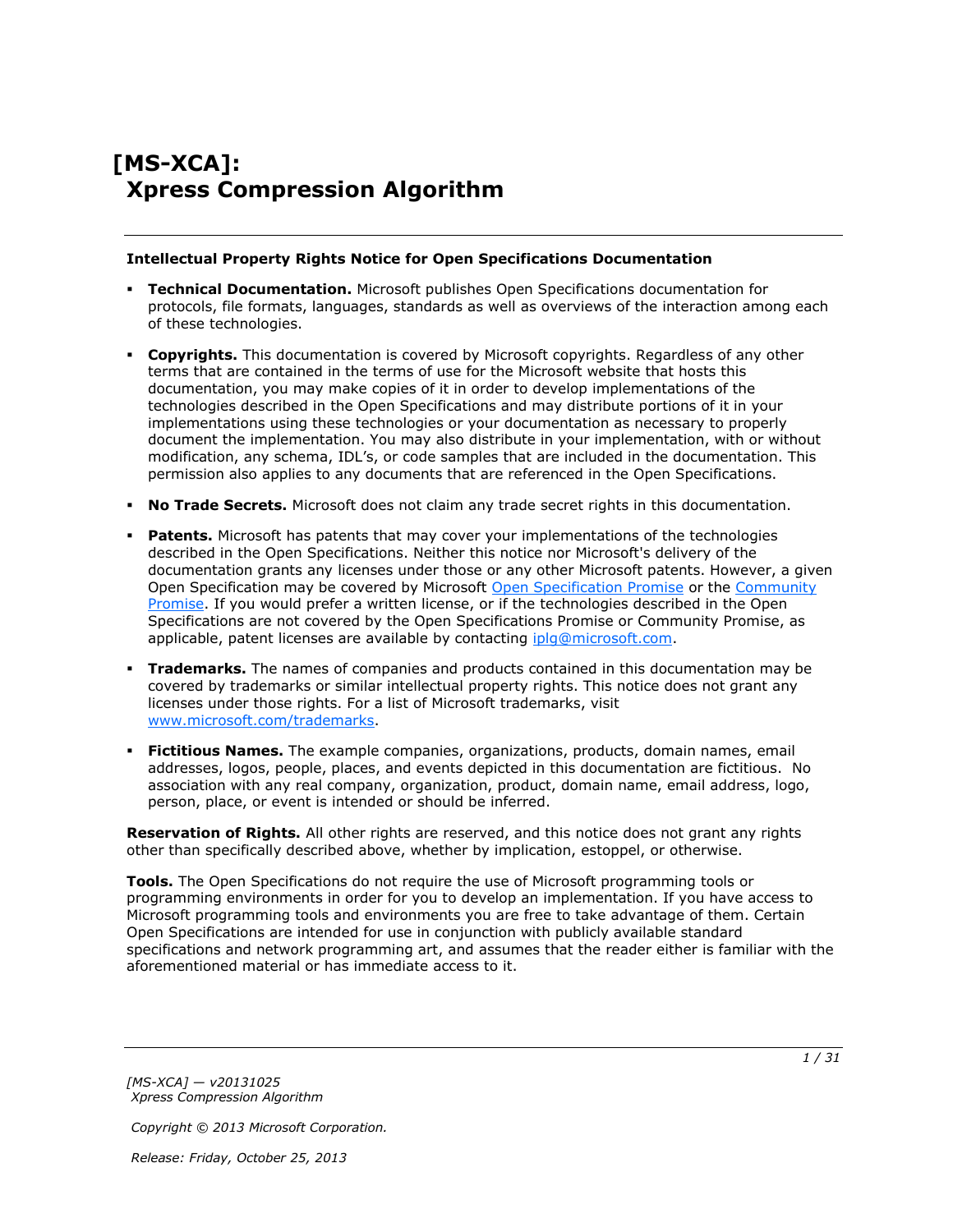# [MS-XCA]: Xpress Compression Algorithm

**Intellectual Property Rights Notice for Open Specifications Documentation**

- **Technical Documentation.** Microsoft publishes Open Specifications documentation for protocols, file formats, languages, standards as well as overviews of the interaction among each of these technologies.
- **Copyrights.** This documentation is covered by Microsoft copyrights. Regardless of any other terms that are contained in the terms of use for the Microsoft website that hosts this documentation, you may make copies of it in order to develop implementations of the technologies described in the Open Specifications and may distribute portions of it in your implementations using these technologies or your documentation as necessary to properly document the implementation. You may also distribute in your implementation, with or without modification, any schema, IDL's, or code samples that are included in the documentation. This permission also applies to any documents that are referenced in the Open Specifications.
- **No Trade Secrets.** Microsoft does not claim any trade secret rights in this documentation.
- **Patents.** Microsoft has patents that may cover your implementations of the technologies described in the Open Specifications. Neither this notice nor Microsoft's delivery of the documentation grants any licenses under those or any other Microsoft patents. However, a given Open Specification may be covered by Microsoft Open Specification Promise or the Community Promise. If you would prefer a written license, or if the technologies described in the Open Specifications are not covered by the Open Specifications Promise or Community Promise, as applicable, patent licenses are available by contacting iplg@microsoft.com.
- **Trademarks.** The names of companies and products contained in this documentation may be covered by trademarks or similar intellectual property rights. This notice does not grant any licenses under those rights. For a list of Microsoft trademarks, visit www.microsoft.com/trademarks.
- **Fictitious Names.** The example companies, organizations, products, domain names, email addresses, logos, people, places, and events depicted in this documentation are fictitious. No association with any real company, organization, product, domain name, email address, logo, person, place, or event is intended or should be inferred.

**Reservation of Rights.** All other rights are reserved, and this notice does not grant any rights other than specifically described above, whether by implication, estoppel, or otherwise.

**Tools.** The Open Specifications do not require the use of Microsoft programming tools or programming environments in order for you to develop an implementation. If you have access to Microsoft programming tools and environments you are free to take advantage of them. Certain Open Specifications are intended for use in conjunction with publicly available standard specifications and network programming art, and assumes that the reader either is familiar with the aforementioned material or has immediate access to it.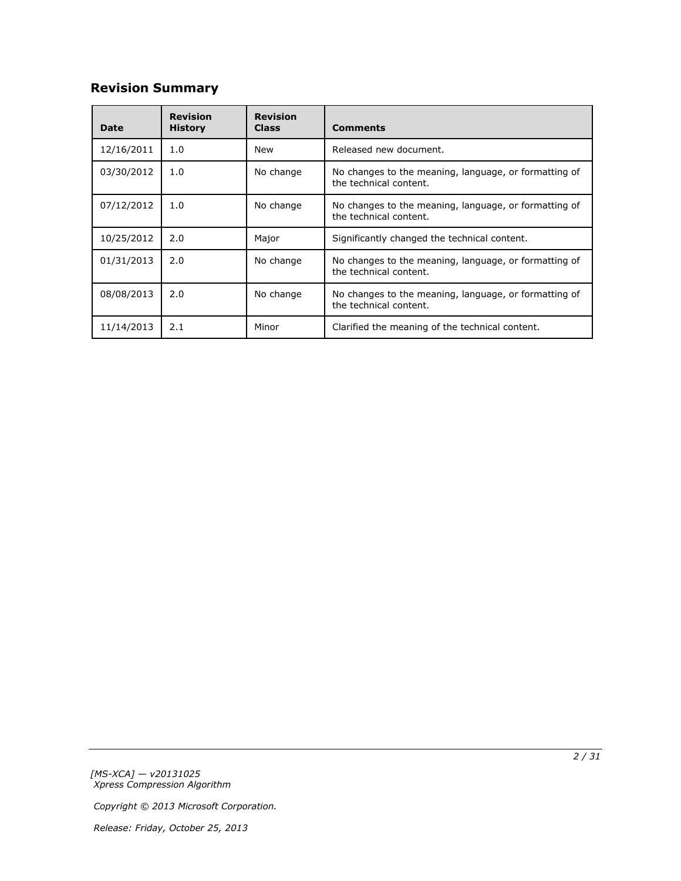## Revision Summary

| Date | Revision History | Revision Class | Comments |
|---|---|---|---|
| 12/16/2011 | 1.0 | New | Released new document. |
| 03/30/2012 | 1.0 | No change | No changes to the meaning, language, or formatting of the technical content. |
| 07/12/2012 | 1.0 | No change | No changes to the meaning, language, or formatting of the technical content. |
| 10/25/2012 | 2.0 | Major | Significantly changed the technical content. |
| 01/31/2013 | 2.0 | No change | No changes to the meaning, language, or formatting of the technical content. |
| 08/08/2013 | 2.0 | No change | No changes to the meaning, language, or formatting of the technical content. |
| 11/14/2013 | 2.1 | Minor | Clarified the meaning of the technical content. |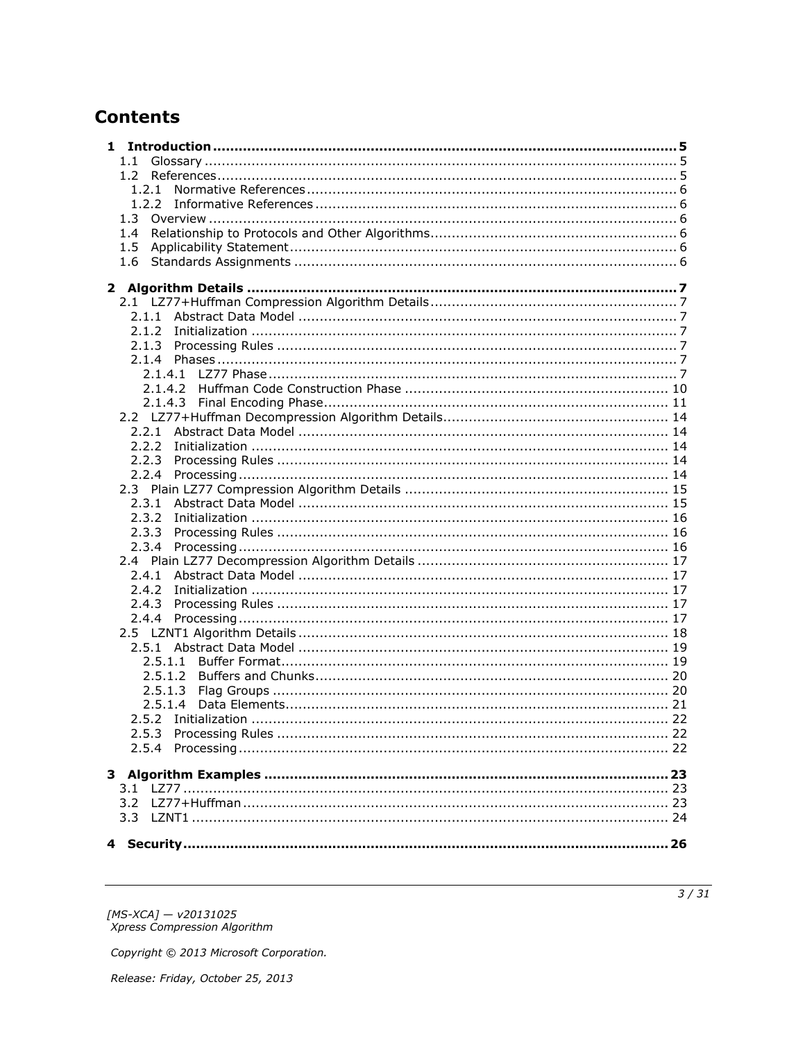# Contents

**1 Introduction ... 5**
- 1.1 Glossary ... 5
- 1.2 References ... 5
  - 1.2.1 Normative References ... 6
  - 1.2.2 Informative References ... 6
- 1.3 Overview ... 6
- 1.4 Relationship to Protocols and Other Algorithms ... 6
- 1.5 Applicability Statement ... 6
- 1.6 Standards Assignments ... 6

**2 Algorithm Details ... 7**
- 2.1 LZ77+Huffman Compression Algorithm Details ... 7
  - 2.1.1 Abstract Data Model ... 7
  - 2.1.2 Initialization ... 7
  - 2.1.3 Processing Rules ... 7
  - 2.1.4 Phases ... 7
    - 2.1.4.1 LZ77 Phase ... 7
    - 2.1.4.2 Huffman Code Construction Phase ... 10
    - 2.1.4.3 Final Encoding Phase ... 11
- 2.2 LZ77+Huffman Decompression Algorithm Details ... 14
  - 2.2.1 Abstract Data Model ... 14
  - 2.2.2 Initialization ... 14
  - 2.2.3 Processing Rules ... 14
  - 2.2.4 Processing ... 14
- 2.3 Plain LZ77 Compression Algorithm Details ... 15
  - 2.3.1 Abstract Data Model ... 15
  - 2.3.2 Initialization ... 16
  - 2.3.3 Processing Rules ... 16
  - 2.3.4 Processing ... 16
- 2.4 Plain LZ77 Decompression Algorithm Details ... 17
  - 2.4.1 Abstract Data Model ... 17
  - 2.4.2 Initialization ... 17
  - 2.4.3 Processing Rules ... 17
  - 2.4.4 Processing ... 17
- 2.5 LZNT1 Algorithm Details ... 18
  - 2.5.1 Abstract Data Model ... 19
    - 2.5.1.1 Buffer Format ... 19
    - 2.5.1.2 Buffers and Chunks ... 20
    - 2.5.1.3 Flag Groups ... 20
    - 2.5.1.4 Data Elements ... 21
  - 2.5.2 Initialization ... 22
  - 2.5.3 Processing Rules ... 22
  - 2.5.4 Processing ... 22

**3 Algorithm Examples ... 23**
- 3.1 LZ77 ... 23
- 3.2 LZ77+Huffman ... 23
- 3.3 LZNT1 ... 24

**4 Security ... 26**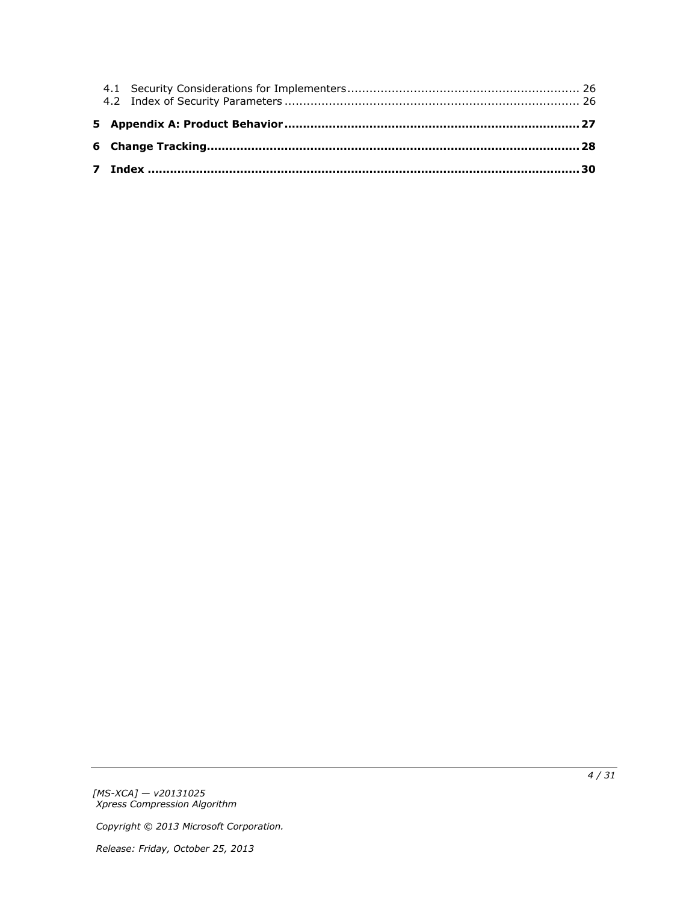4.1 Security Considerations for Implementers .............................................................. 26
4.2 Index of Security Parameters ............................................................................... 26

**5 Appendix A: Product Behavior ............................................................................... 27**

**6 Change Tracking.................................................................................................... 28**

**7 Index ..................................................................................................................... 30**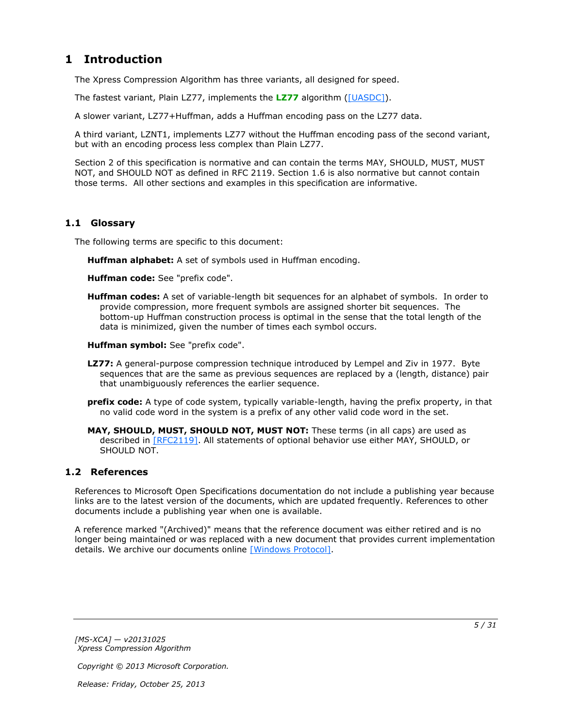# 1 Introduction

The Xpress Compression Algorithm has three variants, all designed for speed.

The fastest variant, Plain LZ77, implements the **LZ77** algorithm ([UASDC]).

A slower variant, LZ77+Huffman, adds a Huffman encoding pass on the LZ77 data.

A third variant, LZNT1, implements LZ77 without the Huffman encoding pass of the second variant, but with an encoding process less complex than Plain LZ77.

Section 2 of this specification is normative and can contain the terms MAY, SHOULD, MUST, MUST NOT, and SHOULD NOT as defined in RFC 2119. Section 1.6 is also normative but cannot contain those terms. All other sections and examples in this specification are informative.

## 1.1 Glossary

The following terms are specific to this document:

**Huffman alphabet:** A set of symbols used in Huffman encoding.

**Huffman code:** See "prefix code".

**Huffman codes:** A set of variable-length bit sequences for an alphabet of symbols. In order to provide compression, more frequent symbols are assigned shorter bit sequences. The bottom-up Huffman construction process is optimal in the sense that the total length of the data is minimized, given the number of times each symbol occurs.

**Huffman symbol:** See "prefix code".

**LZ77:** A general-purpose compression technique introduced by Lempel and Ziv in 1977. Byte sequences that are the same as previous sequences are replaced by a (length, distance) pair that unambiguously references the earlier sequence.

**prefix code:** A type of code system, typically variable-length, having the prefix property, in that no valid code word in the system is a prefix of any other valid code word in the set.

**MAY, SHOULD, MUST, SHOULD NOT, MUST NOT:** These terms (in all caps) are used as described in [RFC2119]. All statements of optional behavior use either MAY, SHOULD, or SHOULD NOT.

## 1.2 References

References to Microsoft Open Specifications documentation do not include a publishing year because links are to the latest version of the documents, which are updated frequently. References to other documents include a publishing year when one is available.

A reference marked "(Archived)" means that the reference document was either retired and is no longer being maintained or was replaced with a new document that provides current implementation details. We archive our documents online [Windows Protocol].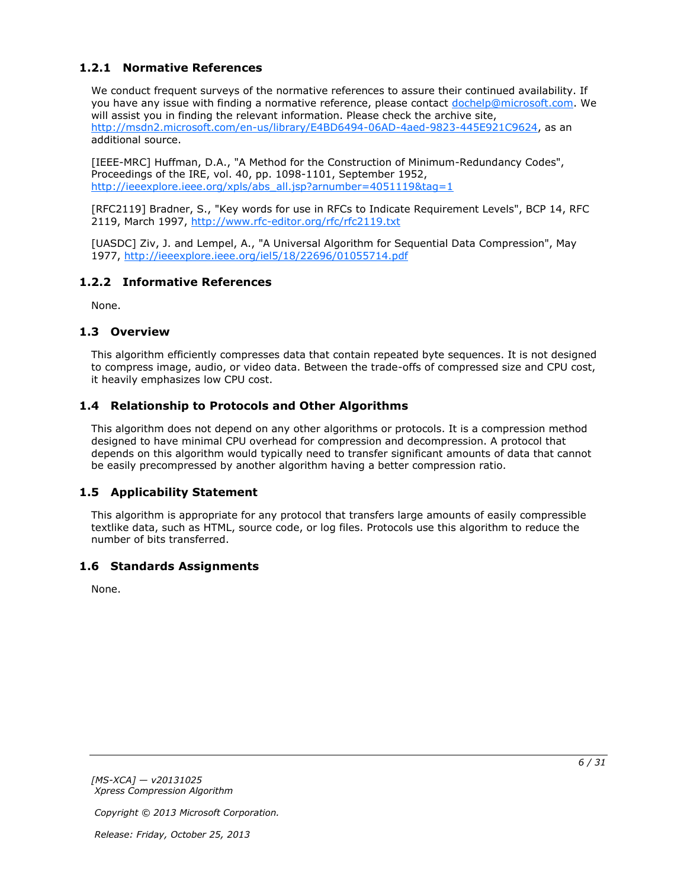### 1.2.1 Normative References

We conduct frequent surveys of the normative references to assure their continued availability. If you have any issue with finding a normative reference, please contact dochelp@microsoft.com. We will assist you in finding the relevant information. Please check the archive site, http://msdn2.microsoft.com/en-us/library/E4BD6494-06AD-4aed-9823-445E921C9624, as an additional source.

[IEEE-MRC] Huffman, D.A., "A Method for the Construction of Minimum-Redundancy Codes", Proceedings of the IRE, vol. 40, pp. 1098-1101, September 1952, http://ieeexplore.ieee.org/xpls/abs_all.jsp?arnumber=4051119&tag=1

[RFC2119] Bradner, S., "Key words for use in RFCs to Indicate Requirement Levels", BCP 14, RFC 2119, March 1997, http://www.rfc-editor.org/rfc/rfc2119.txt

[UASDC] Ziv, J. and Lempel, A., "A Universal Algorithm for Sequential Data Compression", May 1977, http://ieeexplore.ieee.org/iel5/18/22696/01055714.pdf

### 1.2.2 Informative References

None.

## 1.3 Overview

This algorithm efficiently compresses data that contain repeated byte sequences. It is not designed to compress image, audio, or video data. Between the trade-offs of compressed size and CPU cost, it heavily emphasizes low CPU cost.

## 1.4 Relationship to Protocols and Other Algorithms

This algorithm does not depend on any other algorithms or protocols. It is a compression method designed to have minimal CPU overhead for compression and decompression. A protocol that depends on this algorithm would typically need to transfer significant amounts of data that cannot be easily precompressed by another algorithm having a better compression ratio.

## 1.5 Applicability Statement

This algorithm is appropriate for any protocol that transfers large amounts of easily compressible textlike data, such as HTML, source code, or log files. Protocols use this algorithm to reduce the number of bits transferred.

## 1.6 Standards Assignments

None.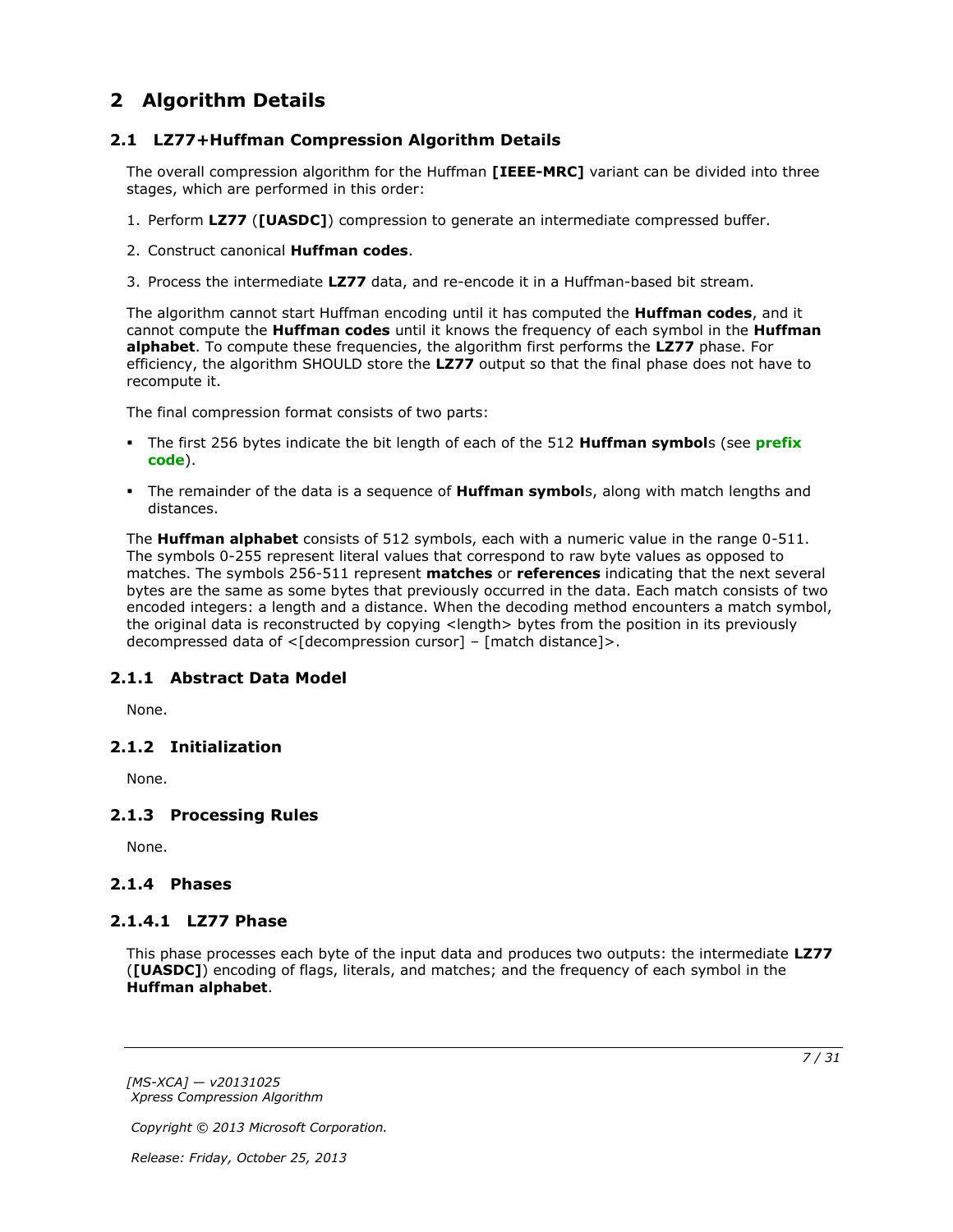# 2 Algorithm Details

## 2.1 LZ77+Huffman Compression Algorithm Details

The overall compression algorithm for the Huffman **[IEEE-MRC]** variant can be divided into three stages, which are performed in this order:

1. Perform **LZ77** (**[UASDC]**) compression to generate an intermediate compressed buffer.

2. Construct canonical **Huffman codes**.

3. Process the intermediate **LZ77** data, and re-encode it in a Huffman-based bit stream.

The algorithm cannot start Huffman encoding until it has computed the **Huffman codes**, and it cannot compute the **Huffman codes** until it knows the frequency of each symbol in the **Huffman alphabet**. To compute these frequencies, the algorithm first performs the **LZ77** phase. For efficiency, the algorithm SHOULD store the **LZ77** output so that the final phase does not have to recompute it.

The final compression format consists of two parts:

- The first 256 bytes indicate the bit length of each of the 512 **Huffman symbol**s (see **prefix code**).

- The remainder of the data is a sequence of **Huffman symbol**s, along with match lengths and distances.

The **Huffman alphabet** consists of 512 symbols, each with a numeric value in the range 0-511. The symbols 0-255 represent literal values that correspond to raw byte values as opposed to matches. The symbols 256-511 represent **matches** or **references** indicating that the next several bytes are the same as some bytes that previously occurred in the data. Each match consists of two encoded integers: a length and a distance. When the decoding method encounters a match symbol, the original data is reconstructed by copying <length> bytes from the position in its previously decompressed data of <[decompression cursor] – [match distance]>.

### 2.1.1 Abstract Data Model

None.

### 2.1.2 Initialization

None.

### 2.1.3 Processing Rules

None.

### 2.1.4 Phases

#### 2.1.4.1 LZ77 Phase

This phase processes each byte of the input data and produces two outputs: the intermediate **LZ77** (**[UASDC]**) encoding of flags, literals, and matches; and the frequency of each symbol in the **Huffman alphabet**.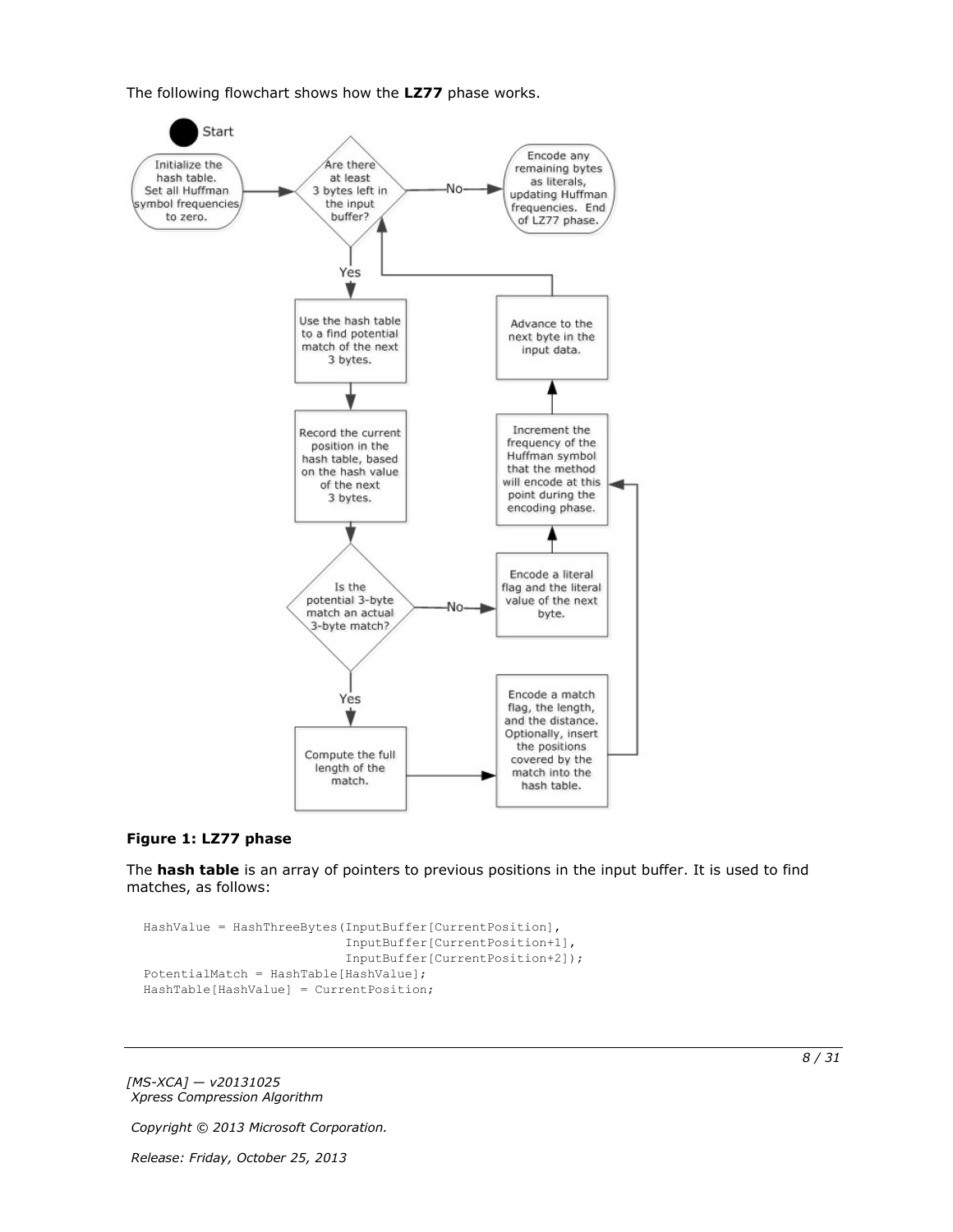The following flowchart shows how the **LZ77** phase works.

**Figure 1: LZ77 phase**

The **hash table** is an array of pointers to previous positions in the input buffer. It is used to find matches, as follows:

```
HashValue = HashThreeBytes(InputBuffer[CurrentPosition],
                           InputBuffer[CurrentPosition+1],
                           InputBuffer[CurrentPosition+2]);
PotentialMatch = HashTable[HashValue];
HashTable[HashValue] = CurrentPosition;
```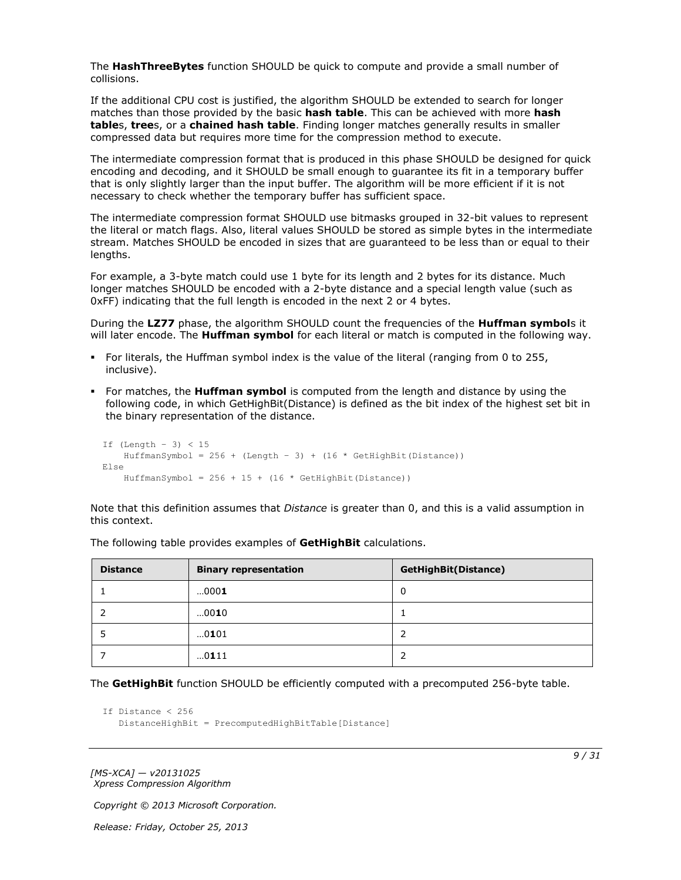The **HashThreeBytes** function SHOULD be quick to compute and provide a small number of collisions.

If the additional CPU cost is justified, the algorithm SHOULD be extended to search for longer matches than those provided by the basic **hash table**. This can be achieved with more **hash table**s, **tree**s, or a **chained hash table**. Finding longer matches generally results in smaller compressed data but requires more time for the compression method to execute.

The intermediate compression format that is produced in this phase SHOULD be designed for quick encoding and decoding, and it SHOULD be small enough to guarantee its fit in a temporary buffer that is only slightly larger than the input buffer. The algorithm will be more efficient if it is not necessary to check whether the temporary buffer has sufficient space.

The intermediate compression format SHOULD use bitmasks grouped in 32-bit values to represent the literal or match flags. Also, literal values SHOULD be stored as simple bytes in the intermediate stream. Matches SHOULD be encoded in sizes that are guaranteed to be less than or equal to their lengths.

For example, a 3-byte match could use 1 byte for its length and 2 bytes for its distance. Much longer matches SHOULD be encoded with a 2-byte distance and a special length value (such as 0xFF) indicating that the full length is encoded in the next 2 or 4 bytes.

During the **LZ77** phase, the algorithm SHOULD count the frequencies of the **Huffman symbol**s it will later encode. The **Huffman symbol** for each literal or match is computed in the following way.

- For literals, the Huffman symbol index is the value of the literal (ranging from 0 to 255, inclusive).
- For matches, the **Huffman symbol** is computed from the length and distance by using the following code, in which GetHighBit(Distance) is defined as the bit index of the highest set bit in the binary representation of the distance.

```
If (Length - 3) < 15
    HuffmanSymbol = 256 + (Length - 3) + (16 * GetHighBit(Distance))
Else
    HuffmanSymbol = 256 + 15 + (16 * GetHighBit(Distance))
```

Note that this definition assumes that *Distance* is greater than 0, and this is a valid assumption in this context.

The following table provides examples of **GetHighBit** calculations.

| Distance | Binary representation | GetHighBit(Distance) |
|---|---|---|
| 1 | …000**1** | 0 |
| 2 | …00**1**0 | 1 |
| 5 | …0**1**01 | 2 |
| 7 | …0**1**11 | 2 |

The **GetHighBit** function SHOULD be efficiently computed with a precomputed 256-byte table.

```
If Distance < 256
   DistanceHighBit = PrecomputedHighBitTable[Distance]
```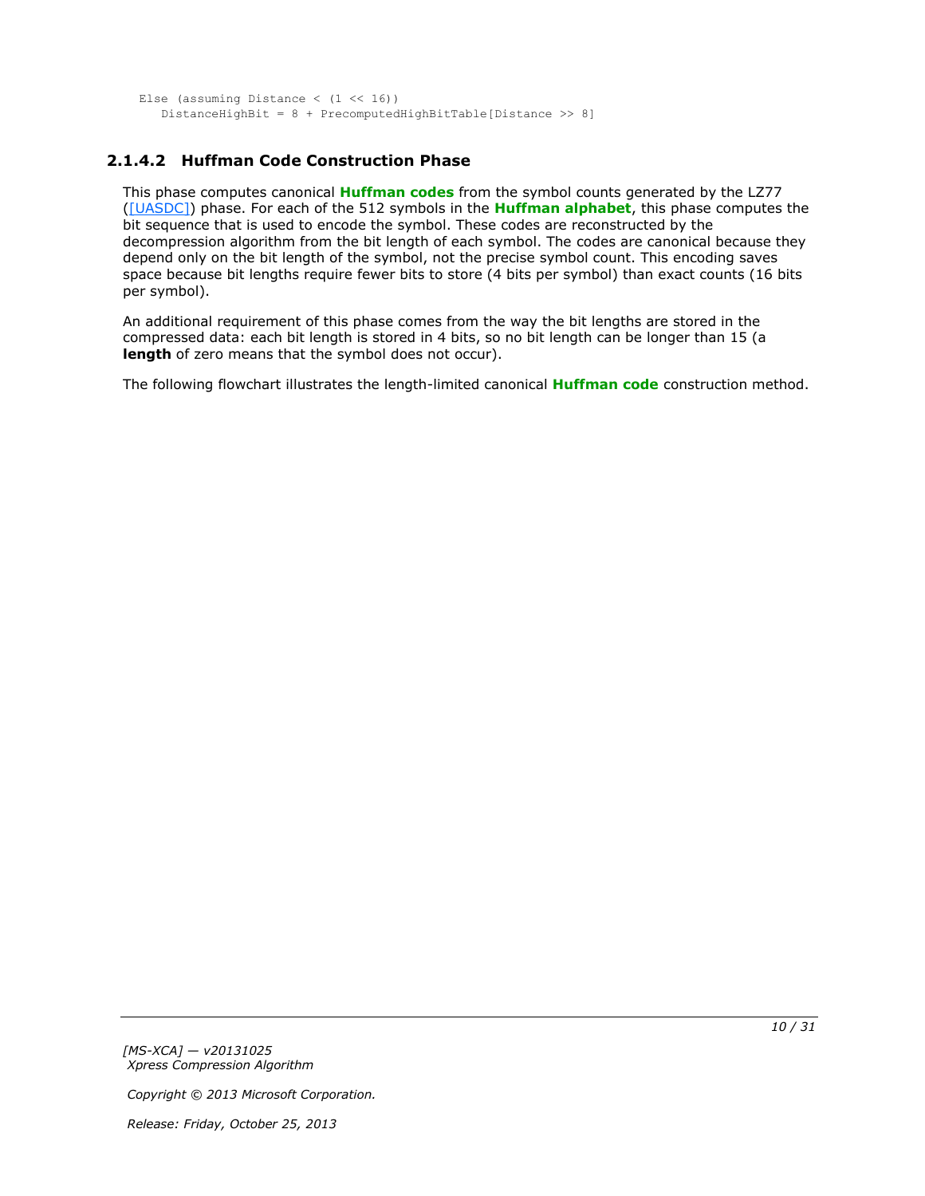```
Else (assuming Distance < (1 << 16))
   DistanceHighBit = 8 + PrecomputedHighBitTable[Distance >> 8]
```

### 2.1.4.2 Huffman Code Construction Phase

This phase computes canonical **Huffman codes** from the symbol counts generated by the LZ77 ([UASDC]) phase. For each of the 512 symbols in the **Huffman alphabet**, this phase computes the bit sequence that is used to encode the symbol. These codes are reconstructed by the decompression algorithm from the bit length of each symbol. The codes are canonical because they depend only on the bit length of the symbol, not the precise symbol count. This encoding saves space because bit lengths require fewer bits to store (4 bits per symbol) than exact counts (16 bits per symbol).

An additional requirement of this phase comes from the way the bit lengths are stored in the compressed data: each bit length is stored in 4 bits, so no bit length can be longer than 15 (a **length** of zero means that the symbol does not occur).

The following flowchart illustrates the length-limited canonical **Huffman code** construction method.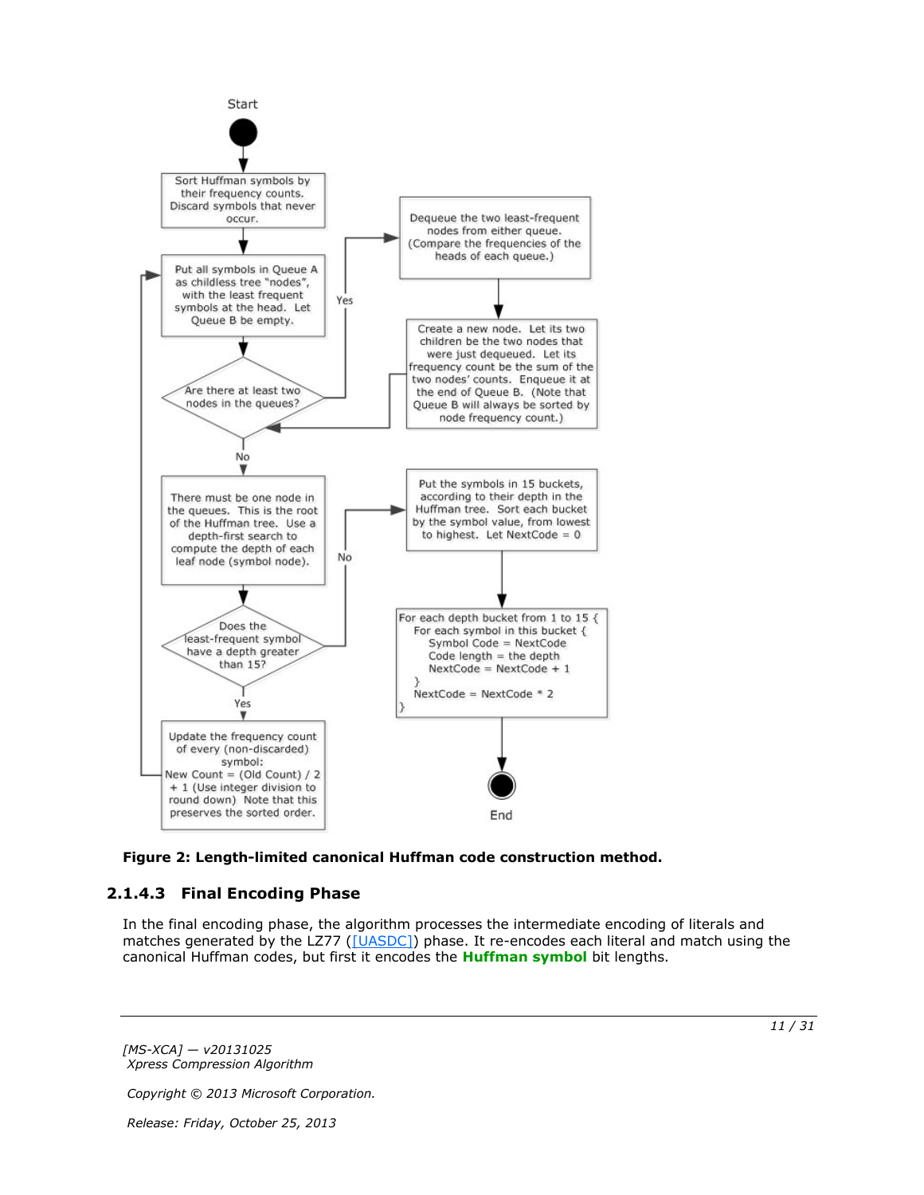Start

Sort Huffman symbols by their frequency counts. Discard symbols that never occur.

Put all symbols in Queue A as childless tree "nodes", with the least frequent symbols at the head. Let Queue B be empty.

Are there at least two nodes in the queues?

Yes

Dequeue the two least-frequent nodes from either queue. (Compare the frequencies of the heads of each queue.)

Create a new node. Let its two children be the two nodes that were just dequeued. Let its frequency count be the sum of the two nodes' counts. Enqueue it at the end of Queue B. (Note that Queue B will always be sorted by node frequency count.)

No

There must be one node in the queues. This is the root of the Huffman tree. Use a depth-first search to compute the depth of each leaf node (symbol node).

Does the least-frequent symbol have a depth greater than 15?

Yes

Update the frequency count of every (non-discarded) symbol:
New Count = (Old Count) / 2 + 1 (Use integer division to round down) Note that this preserves the sorted order.

No

Put the symbols in 15 buckets, according to their depth in the Huffman tree. Sort each bucket by the symbol value, from lowest to highest. Let NextCode = 0

```
For each depth bucket from 1 to 15 {
  For each symbol in this bucket {
    Symbol Code = NextCode
    Code length = the depth
    NextCode = NextCode + 1
  }
  NextCode = NextCode * 2
}
```

End

**Figure 2: Length-limited canonical Huffman code construction method.**

### 2.1.4.3 Final Encoding Phase

In the final encoding phase, the algorithm processes the intermediate encoding of literals and matches generated by the LZ77 ([UASDC]) phase. It re-encodes each literal and match using the canonical Huffman codes, but first it encodes the **Huffman symbol** bit lengths.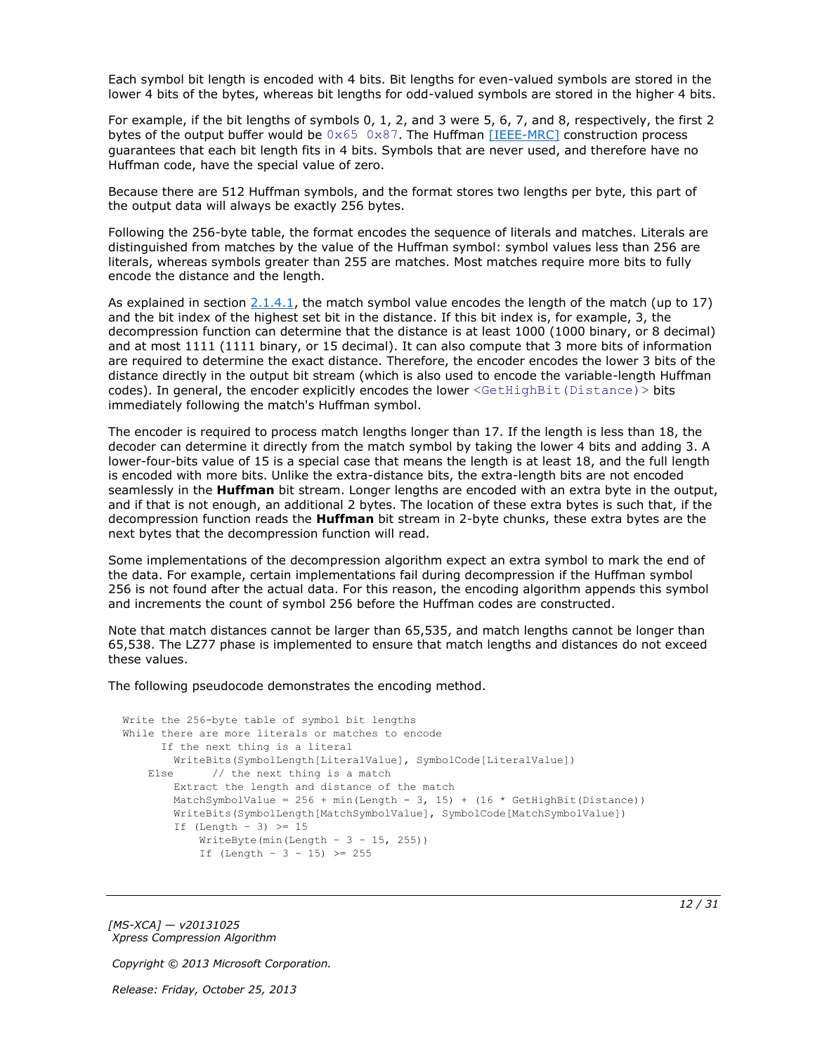Each symbol bit length is encoded with 4 bits. Bit lengths for even-valued symbols are stored in the lower 4 bits of the bytes, whereas bit lengths for odd-valued symbols are stored in the higher 4 bits.

For example, if the bit lengths of symbols 0, 1, 2, and 3 were 5, 6, 7, and 8, respectively, the first 2 bytes of the output buffer would be `0x65 0x87`. The Huffman [IEEE-MRC] construction process guarantees that each bit length fits in 4 bits. Symbols that are never used, and therefore have no Huffman code, have the special value of zero.

Because there are 512 Huffman symbols, and the format stores two lengths per byte, this part of the output data will always be exactly 256 bytes.

Following the 256-byte table, the format encodes the sequence of literals and matches. Literals are distinguished from matches by the value of the Huffman symbol: symbol values less than 256 are literals, whereas symbols greater than 255 are matches. Most matches require more bits to fully encode the distance and the length.

As explained in section 2.1.4.1, the match symbol value encodes the length of the match (up to 17) and the bit index of the highest set bit in the distance. If this bit index is, for example, 3, the decompression function can determine that the distance is at least 1000 (1000 binary, or 8 decimal) and at most 1111 (1111 binary, or 15 decimal). It can also compute that 3 more bits of information are required to determine the exact distance. Therefore, the encoder encodes the lower 3 bits of the distance directly in the output bit stream (which is also used to encode the variable-length Huffman codes). In general, the encoder explicitly encodes the lower `<GetHighBit(Distance)>` bits immediately following the match's Huffman symbol.

The encoder is required to process match lengths longer than 17. If the length is less than 18, the decoder can determine it directly from the match symbol by taking the lower 4 bits and adding 3. A lower-four-bits value of 15 is a special case that means the length is at least 18, and the full length is encoded with more bits. Unlike the extra-distance bits, the extra-length bits are not encoded seamlessly in the **Huffman** bit stream. Longer lengths are encoded with an extra byte in the output, and if that is not enough, an additional 2 bytes. The location of these extra bytes is such that, if the decompression function reads the **Huffman** bit stream in 2-byte chunks, these extra bytes are the next bytes that the decompression function will read.

Some implementations of the decompression algorithm expect an extra symbol to mark the end of the data. For example, certain implementations fail during decompression if the Huffman symbol 256 is not found after the actual data. For this reason, the encoding algorithm appends this symbol and increments the count of symbol 256 before the Huffman codes are constructed.

Note that match distances cannot be larger than 65,535, and match lengths cannot be longer than 65,538. The LZ77 phase is implemented to ensure that match lengths and distances do not exceed these values.

The following pseudocode demonstrates the encoding method.

```
Write the 256-byte table of symbol bit lengths
While there are more literals or matches to encode
      If the next thing is a literal
        WriteBits(SymbolLength[LiteralValue], SymbolCode[LiteralValue])
    Else      // the next thing is a match
        Extract the length and distance of the match
        MatchSymbolValue = 256 + min(Length - 3, 15) + (16 * GetHighBit(Distance))
        WriteBits(SymbolLength[MatchSymbolValue], SymbolCode[MatchSymbolValue])
        If (Length - 3) >= 15
            WriteByte(min(Length - 3 - 15, 255))
            If (Length - 3 - 15) >= 255
```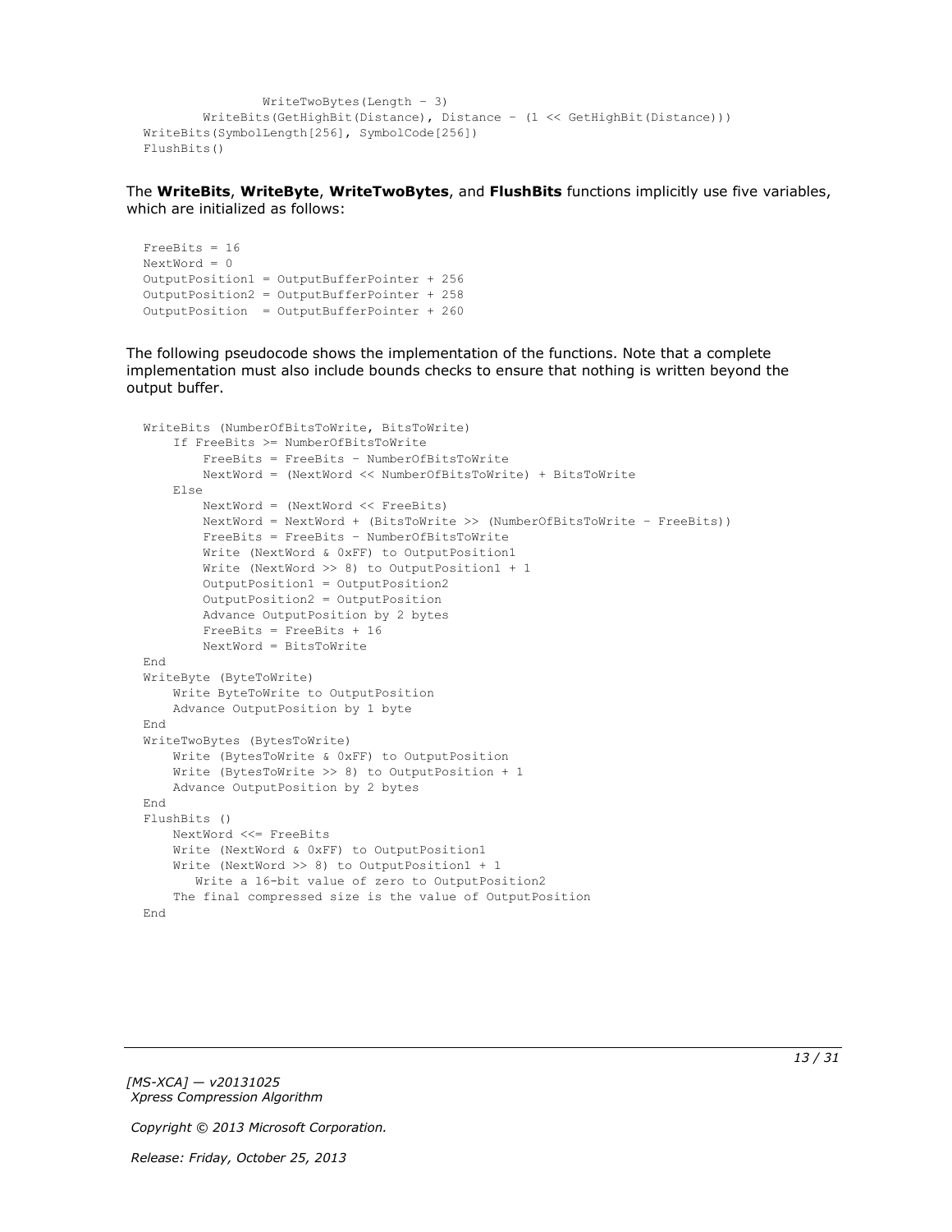```
                WriteTwoBytes(Length - 3)
        WriteBits(GetHighBit(Distance), Distance - (1 << GetHighBit(Distance)))
WriteBits(SymbolLength[256], SymbolCode[256])
FlushBits()
```

The **WriteBits**, **WriteByte**, **WriteTwoBytes**, and **FlushBits** functions implicitly use five variables, which are initialized as follows:

```
FreeBits = 16
NextWord = 0
OutputPosition1 = OutputBufferPointer + 256
OutputPosition2 = OutputBufferPointer + 258
OutputPosition  = OutputBufferPointer + 260
```

The following pseudocode shows the implementation of the functions. Note that a complete implementation must also include bounds checks to ensure that nothing is written beyond the output buffer.

```
WriteBits (NumberOfBitsToWrite, BitsToWrite)
    If FreeBits >= NumberOfBitsToWrite
        FreeBits = FreeBits - NumberOfBitsToWrite
        NextWord = (NextWord << NumberOfBitsToWrite) + BitsToWrite
    Else
        NextWord = (NextWord << FreeBits)
        NextWord = NextWord + (BitsToWrite >> (NumberOfBitsToWrite - FreeBits))
        FreeBits = FreeBits - NumberOfBitsToWrite
        Write (NextWord & 0xFF) to OutputPosition1
        Write (NextWord >> 8) to OutputPosition1 + 1
        OutputPosition1 = OutputPosition2
        OutputPosition2 = OutputPosition
        Advance OutputPosition by 2 bytes
        FreeBits = FreeBits + 16
        NextWord = BitsToWrite
End
WriteByte (ByteToWrite)
    Write ByteToWrite to OutputPosition
    Advance OutputPosition by 1 byte
End
WriteTwoBytes (BytesToWrite)
    Write (BytesToWrite & 0xFF) to OutputPosition
    Write (BytesToWrite >> 8) to OutputPosition + 1
    Advance OutputPosition by 2 bytes
End
FlushBits ()
    NextWord <<= FreeBits
    Write (NextWord & 0xFF) to OutputPosition1
    Write (NextWord >> 8) to OutputPosition1 + 1
       Write a 16-bit value of zero to OutputPosition2
    The final compressed size is the value of OutputPosition
End
```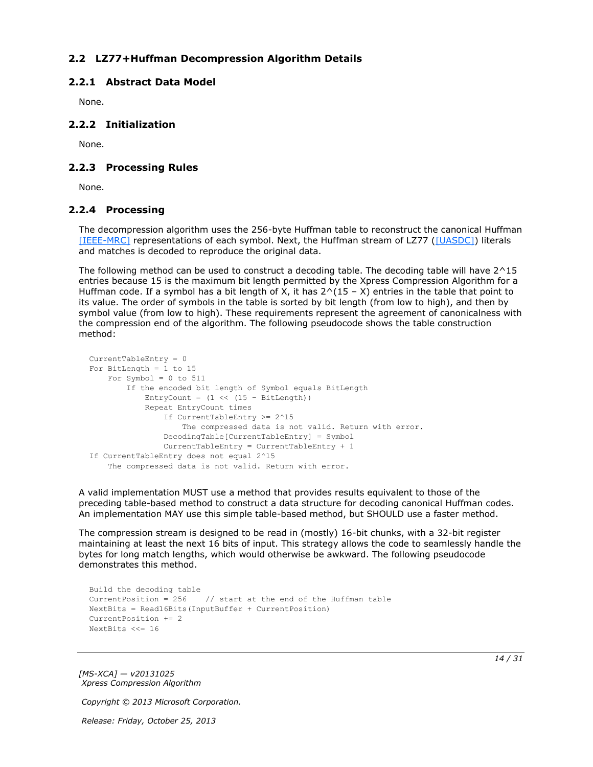## 2.2 LZ77+Huffman Decompression Algorithm Details

### 2.2.1 Abstract Data Model

None.

### 2.2.2 Initialization

None.

### 2.2.3 Processing Rules

None.

### 2.2.4 Processing

The decompression algorithm uses the 256-byte Huffman table to reconstruct the canonical Huffman [IEEE-MRC] representations of each symbol. Next, the Huffman stream of LZ77 ([UASDC]) literals and matches is decoded to reproduce the original data.

The following method can be used to construct a decoding table. The decoding table will have 2^15 entries because 15 is the maximum bit length permitted by the Xpress Compression Algorithm for a Huffman code. If a symbol has a bit length of X, it has 2^(15 – X) entries in the table that point to its value. The order of symbols in the table is sorted by bit length (from low to high), and then by symbol value (from low to high). These requirements represent the agreement of canonicalness with the compression end of the algorithm. The following pseudocode shows the table construction method:

```
CurrentTableEntry = 0
For BitLength = 1 to 15
    For Symbol = 0 to 511
        If the encoded bit length of Symbol equals BitLength
            EntryCount = (1 << (15 - BitLength))
            Repeat EntryCount times
                If CurrentTableEntry >= 2^15
                    The compressed data is not valid. Return with error.
                DecodingTable[CurrentTableEntry] = Symbol
                CurrentTableEntry = CurrentTableEntry + 1
If CurrentTableEntry does not equal 2^15
    The compressed data is not valid. Return with error.
```

A valid implementation MUST use a method that provides results equivalent to those of the preceding table-based method to construct a data structure for decoding canonical Huffman codes. An implementation MAY use this simple table-based method, but SHOULD use a faster method.

The compression stream is designed to be read in (mostly) 16-bit chunks, with a 32-bit register maintaining at least the next 16 bits of input. This strategy allows the code to seamlessly handle the bytes for long match lengths, which would otherwise be awkward. The following pseudocode demonstrates this method.

```
Build the decoding table
CurrentPosition = 256    // start at the end of the Huffman table
NextBits = Read16Bits(InputBuffer + CurrentPosition)
CurrentPosition += 2
NextBits <<= 16
```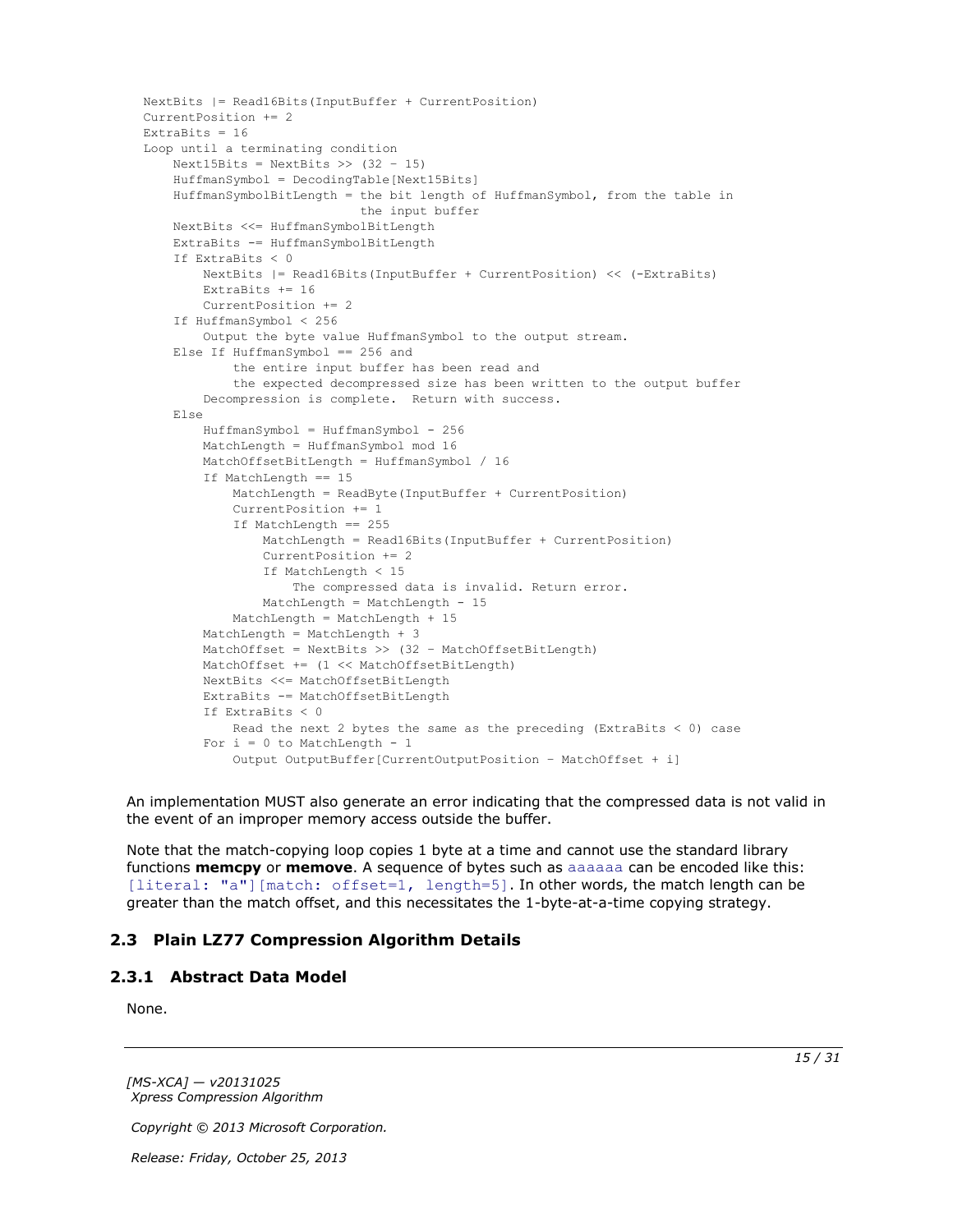```
NextBits |= Read16Bits(InputBuffer + CurrentPosition)
CurrentPosition += 2
ExtraBits = 16
Loop until a terminating condition
    Next15Bits = NextBits >> (32 - 15)
    HuffmanSymbol = DecodingTable[Next15Bits]
    HuffmanSymbolBitLength = the bit length of HuffmanSymbol, from the table in
                             the input buffer
    NextBits <<= HuffmanSymbolBitLength
    ExtraBits -= HuffmanSymbolBitLength
    If ExtraBits < 0
        NextBits |= Read16Bits(InputBuffer + CurrentPosition) << (-ExtraBits)
        ExtraBits += 16
        CurrentPosition += 2
    If HuffmanSymbol < 256
        Output the byte value HuffmanSymbol to the output stream.
    Else If HuffmanSymbol == 256 and
            the entire input buffer has been read and
            the expected decompressed size has been written to the output buffer
        Decompression is complete.  Return with success.
    Else
        HuffmanSymbol = HuffmanSymbol - 256
        MatchLength = HuffmanSymbol mod 16
        MatchOffsetBitLength = HuffmanSymbol / 16
        If MatchLength == 15
            MatchLength = ReadByte(InputBuffer + CurrentPosition)
            CurrentPosition += 1
            If MatchLength == 255
                MatchLength = Read16Bits(InputBuffer + CurrentPosition)
                CurrentPosition += 2
                If MatchLength < 15
                    The compressed data is invalid. Return error.
                MatchLength = MatchLength - 15
            MatchLength = MatchLength + 15
        MatchLength = MatchLength + 3
        MatchOffset = NextBits >> (32 - MatchOffsetBitLength)
        MatchOffset += (1 << MatchOffsetBitLength)
        NextBits <<= MatchOffsetBitLength
        ExtraBits -= MatchOffsetBitLength
        If ExtraBits < 0
            Read the next 2 bytes the same as the preceding (ExtraBits < 0) case
        For i = 0 to MatchLength - 1
            Output OutputBuffer[CurrentOutputPosition - MatchOffset + i]
```

An implementation MUST also generate an error indicating that the compressed data is not valid in the event of an improper memory access outside the buffer.

Note that the match-copying loop copies 1 byte at a time and cannot use the standard library functions **memcpy** or **memove**. A sequence of bytes such as `aaaaaa` can be encoded like this: `[literal: "a"][match: offset=1, length=5]`. In other words, the match length can be greater than the match offset, and this necessitates the 1-byte-at-a-time copying strategy.

## 2.3 Plain LZ77 Compression Algorithm Details

### 2.3.1 Abstract Data Model

None.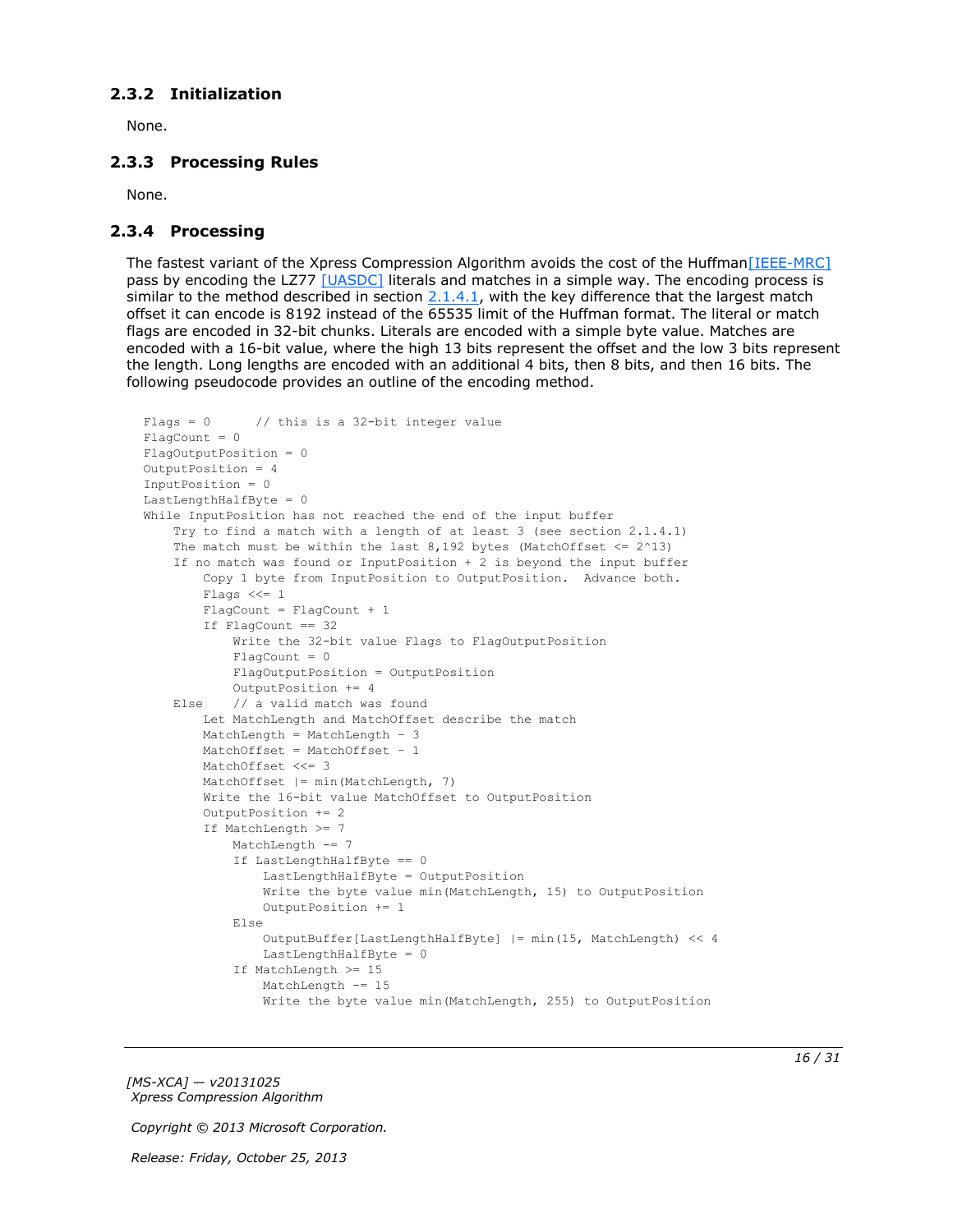### 2.3.2 Initialization

None.

### 2.3.3 Processing Rules

None.

### 2.3.4 Processing

The fastest variant of the Xpress Compression Algorithm avoids the cost of the Huffman[IEEE-MRC] pass by encoding the LZ77 [UASDC] literals and matches in a simple way. The encoding process is similar to the method described in section 2.1.4.1, with the key difference that the largest match offset it can encode is 8192 instead of the 65535 limit of the Huffman format. The literal or match flags are encoded in 32-bit chunks. Literals are encoded with a simple byte value. Matches are encoded with a 16-bit value, where the high 13 bits represent the offset and the low 3 bits represent the length. Long lengths are encoded with an additional 4 bits, then 8 bits, and then 16 bits. The following pseudocode provides an outline of the encoding method.

```
Flags = 0      // this is a 32-bit integer value
FlagCount = 0
FlagOutputPosition = 0
OutputPosition = 4
InputPosition = 0
LastLengthHalfByte = 0
While InputPosition has not reached the end of the input buffer
    Try to find a match with a length of at least 3 (see section 2.1.4.1)
    The match must be within the last 8,192 bytes (MatchOffset <= 2^13)
    If no match was found or InputPosition + 2 is beyond the input buffer
        Copy 1 byte from InputPosition to OutputPosition.  Advance both.
        Flags <<= 1
        FlagCount = FlagCount + 1
        If FlagCount == 32
            Write the 32-bit value Flags to FlagOutputPosition
            FlagCount = 0
            FlagOutputPosition = OutputPosition
            OutputPosition += 4
    Else    // a valid match was found
        Let MatchLength and MatchOffset describe the match
        MatchLength = MatchLength - 3
        MatchOffset = MatchOffset - 1
        MatchOffset <<= 3
        MatchOffset |= min(MatchLength, 7)
        Write the 16-bit value MatchOffset to OutputPosition
        OutputPosition += 2
        If MatchLength >= 7
            MatchLength -= 7
            If LastLengthHalfByte == 0
                LastLengthHalfByte = OutputPosition
                Write the byte value min(MatchLength, 15) to OutputPosition
                OutputPosition += 1
            Else
                OutputBuffer[LastLengthHalfByte] |= min(15, MatchLength) << 4
                LastLengthHalfByte = 0
            If MatchLength >= 15
                MatchLength -= 15
                Write the byte value min(MatchLength, 255) to OutputPosition
```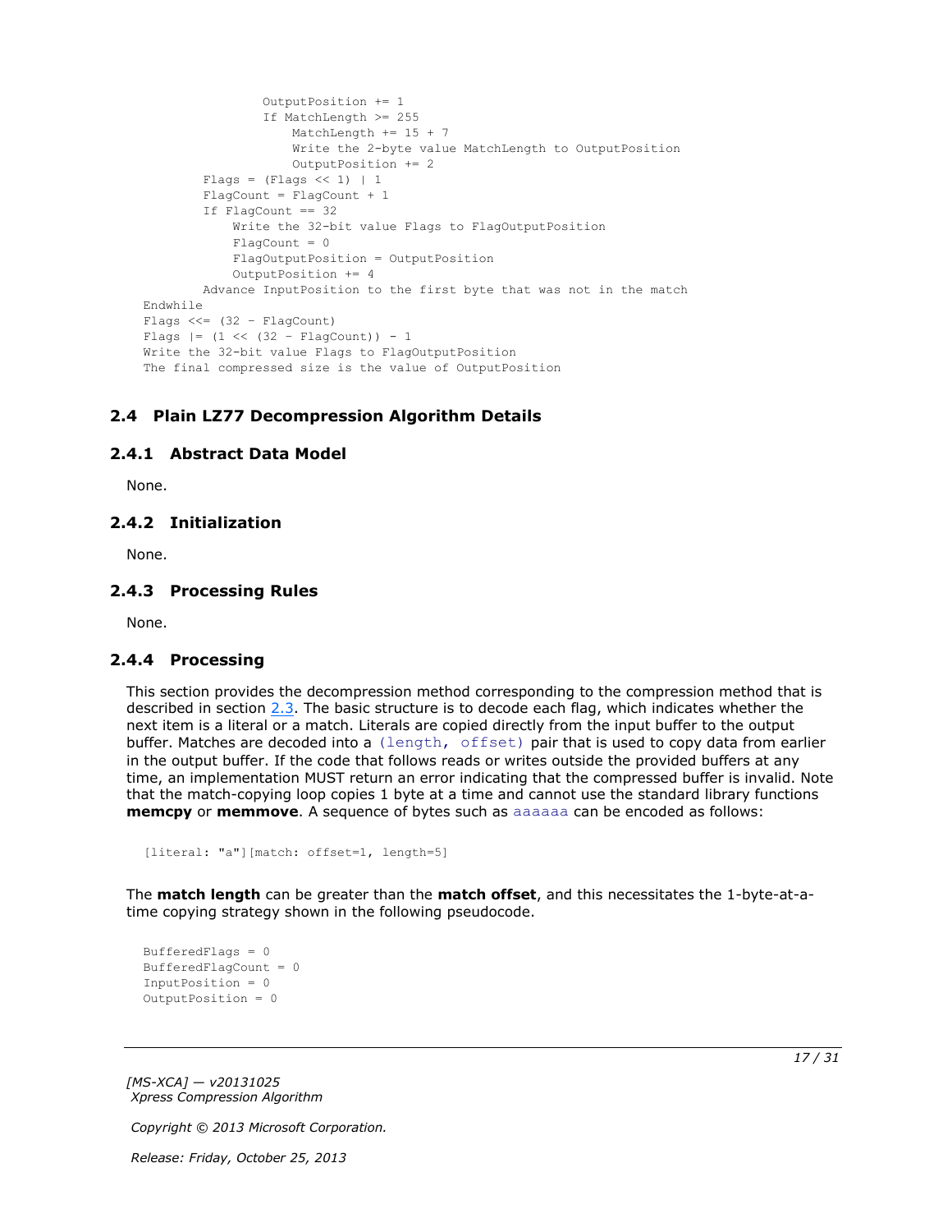```
                OutputPosition += 1
                If MatchLength >= 255
                    MatchLength += 15 + 7
                    Write the 2-byte value MatchLength to OutputPosition
                    OutputPosition += 2
        Flags = (Flags << 1) | 1
        FlagCount = FlagCount + 1
        If FlagCount == 32
            Write the 32-bit value Flags to FlagOutputPosition
            FlagCount = 0
            FlagOutputPosition = OutputPosition
            OutputPosition += 4
        Advance InputPosition to the first byte that was not in the match
Endwhile
Flags <<= (32 - FlagCount)
Flags |= (1 << (32 - FlagCount)) - 1
Write the 32-bit value Flags to FlagOutputPosition
The final compressed size is the value of OutputPosition
```

## 2.4 Plain LZ77 Decompression Algorithm Details

### 2.4.1 Abstract Data Model

None.

### 2.4.2 Initialization

None.

### 2.4.3 Processing Rules

None.

### 2.4.4 Processing

This section provides the decompression method corresponding to the compression method that is described in section 2.3. The basic structure is to decode each flag, which indicates whether the next item is a literal or a match. Literals are copied directly from the input buffer to the output buffer. Matches are decoded into a `(length, offset)` pair that is used to copy data from earlier in the output buffer. If the code that follows reads or writes outside the provided buffers at any time, an implementation MUST return an error indicating that the compressed buffer is invalid. Note that the match-copying loop copies 1 byte at a time and cannot use the standard library functions **memcpy** or **memmove**. A sequence of bytes such as `aaaaaa` can be encoded as follows:

```
[literal: "a"][match: offset=1, length=5]
```

The **match length** can be greater than the **match offset**, and this necessitates the 1-byte-at-a-time copying strategy shown in the following pseudocode.

```
BufferedFlags = 0
BufferedFlagCount = 0
InputPosition = 0
OutputPosition = 0
```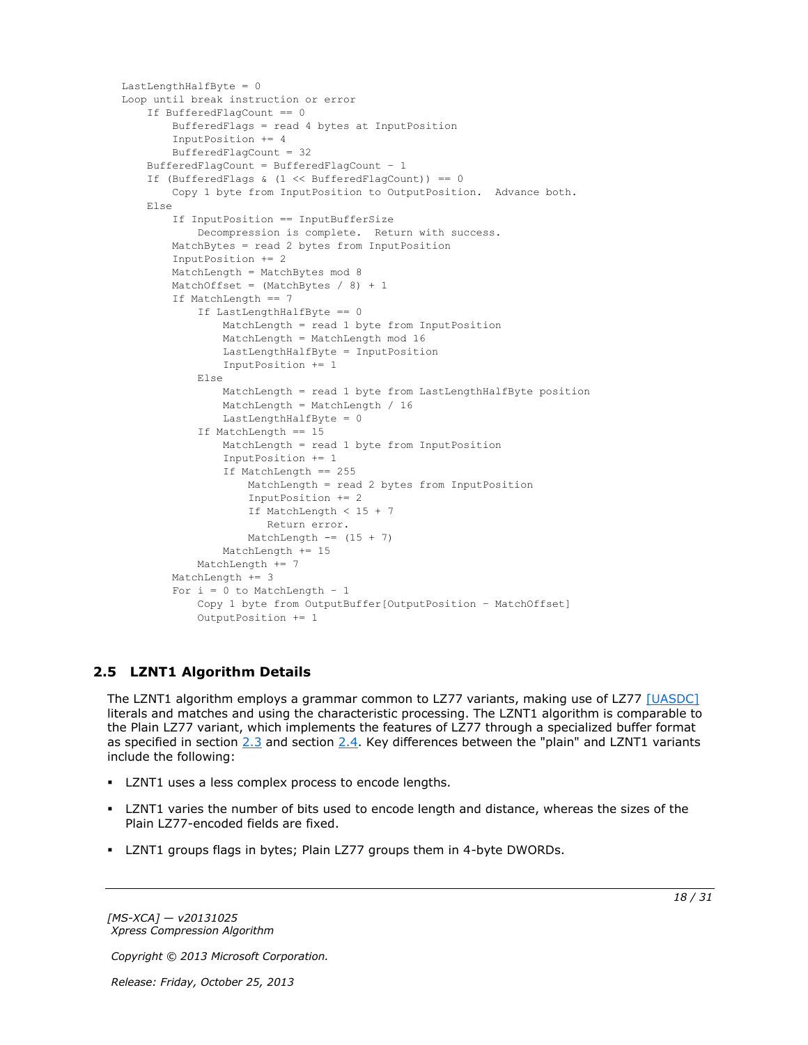```
LastLengthHalfByte = 0
Loop until break instruction or error
    If BufferedFlagCount == 0
        BufferedFlags = read 4 bytes at InputPosition
        InputPosition += 4
        BufferedFlagCount = 32
    BufferedFlagCount = BufferedFlagCount - 1
    If (BufferedFlags & (1 << BufferedFlagCount)) == 0
        Copy 1 byte from InputPosition to OutputPosition.  Advance both.
    Else
        If InputPosition == InputBufferSize
            Decompression is complete.  Return with success.
        MatchBytes = read 2 bytes from InputPosition
        InputPosition += 2
        MatchLength = MatchBytes mod 8
        MatchOffset = (MatchBytes / 8) + 1
        If MatchLength == 7
            If LastLengthHalfByte == 0
                MatchLength = read 1 byte from InputPosition
                MatchLength = MatchLength mod 16
                LastLengthHalfByte = InputPosition
                InputPosition += 1
            Else
                MatchLength = read 1 byte from LastLengthHalfByte position
                MatchLength = MatchLength / 16
                LastLengthHalfByte = 0
            If MatchLength == 15
                MatchLength = read 1 byte from InputPosition
                InputPosition += 1
                If MatchLength == 255
                    MatchLength = read 2 bytes from InputPosition
                    InputPosition += 2
                    If MatchLength < 15 + 7
                       Return error.
                    MatchLength -= (15 + 7)
                MatchLength += 15
            MatchLength += 7
        MatchLength += 3
        For i = 0 to MatchLength - 1
            Copy 1 byte from OutputBuffer[OutputPosition - MatchOffset]
            OutputPosition += 1
```

## 2.5 LZNT1 Algorithm Details

The LZNT1 algorithm employs a grammar common to LZ77 variants, making use of LZ77 [UASDC] literals and matches and using the characteristic processing. The LZNT1 algorithm is comparable to the Plain LZ77 variant, which implements the features of LZ77 through a specialized buffer format as specified in section 2.3 and section 2.4. Key differences between the "plain" and LZNT1 variants include the following:

- LZNT1 uses a less complex process to encode lengths.
- LZNT1 varies the number of bits used to encode length and distance, whereas the sizes of the Plain LZ77-encoded fields are fixed.
- LZNT1 groups flags in bytes; Plain LZ77 groups them in 4-byte DWORDs.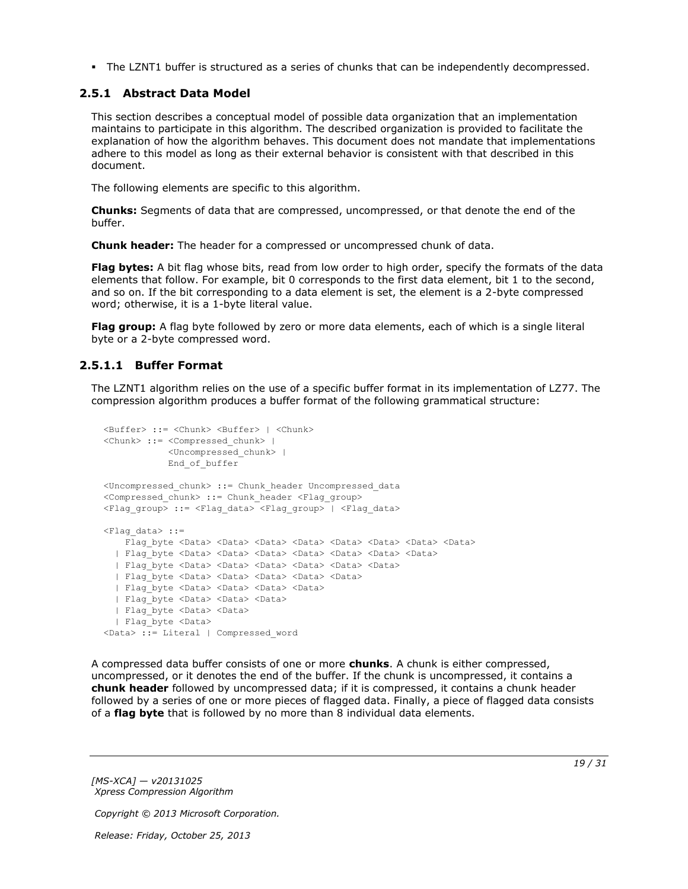- The LZNT1 buffer is structured as a series of chunks that can be independently decompressed.

### 2.5.1 Abstract Data Model

This section describes a conceptual model of possible data organization that an implementation maintains to participate in this algorithm. The described organization is provided to facilitate the explanation of how the algorithm behaves. This document does not mandate that implementations adhere to this model as long as their external behavior is consistent with that described in this document.

The following elements are specific to this algorithm.

**Chunks:** Segments of data that are compressed, uncompressed, or that denote the end of the buffer.

**Chunk header:** The header for a compressed or uncompressed chunk of data.

**Flag bytes:** A bit flag whose bits, read from low order to high order, specify the formats of the data elements that follow. For example, bit 0 corresponds to the first data element, bit 1 to the second, and so on. If the bit corresponding to a data element is set, the element is a 2-byte compressed word; otherwise, it is a 1-byte literal value.

**Flag group:** A flag byte followed by zero or more data elements, each of which is a single literal byte or a 2-byte compressed word.

#### 2.5.1.1 Buffer Format

The LZNT1 algorithm relies on the use of a specific buffer format in its implementation of LZ77. The compression algorithm produces a buffer format of the following grammatical structure:

```
<Buffer> ::= <Chunk> <Buffer> | <Chunk>
<Chunk> ::= <Compressed_chunk> |
            <Uncompressed_chunk> |
            End_of_buffer

<Uncompressed_chunk> ::= Chunk_header Uncompressed_data
<Compressed_chunk> ::= Chunk_header <Flag_group>
<Flag_group> ::= <Flag_data> <Flag_group> | <Flag_data>

<Flag_data> ::=
    Flag_byte <Data> <Data> <Data> <Data> <Data> <Data> <Data> <Data>
  | Flag_byte <Data> <Data> <Data> <Data> <Data> <Data> <Data>
  | Flag_byte <Data> <Data> <Data> <Data> <Data> <Data>
  | Flag_byte <Data> <Data> <Data> <Data> <Data>
  | Flag_byte <Data> <Data> <Data> <Data>
  | Flag_byte <Data> <Data> <Data>
  | Flag_byte <Data> <Data>
  | Flag_byte <Data>
<Data> ::= Literal | Compressed_word
```

A compressed data buffer consists of one or more **chunks**. A chunk is either compressed, uncompressed, or it denotes the end of the buffer. If the chunk is uncompressed, it contains a **chunk header** followed by uncompressed data; if it is compressed, it contains a chunk header followed by a series of one or more pieces of flagged data. Finally, a piece of flagged data consists of a **flag byte** that is followed by no more than 8 individual data elements.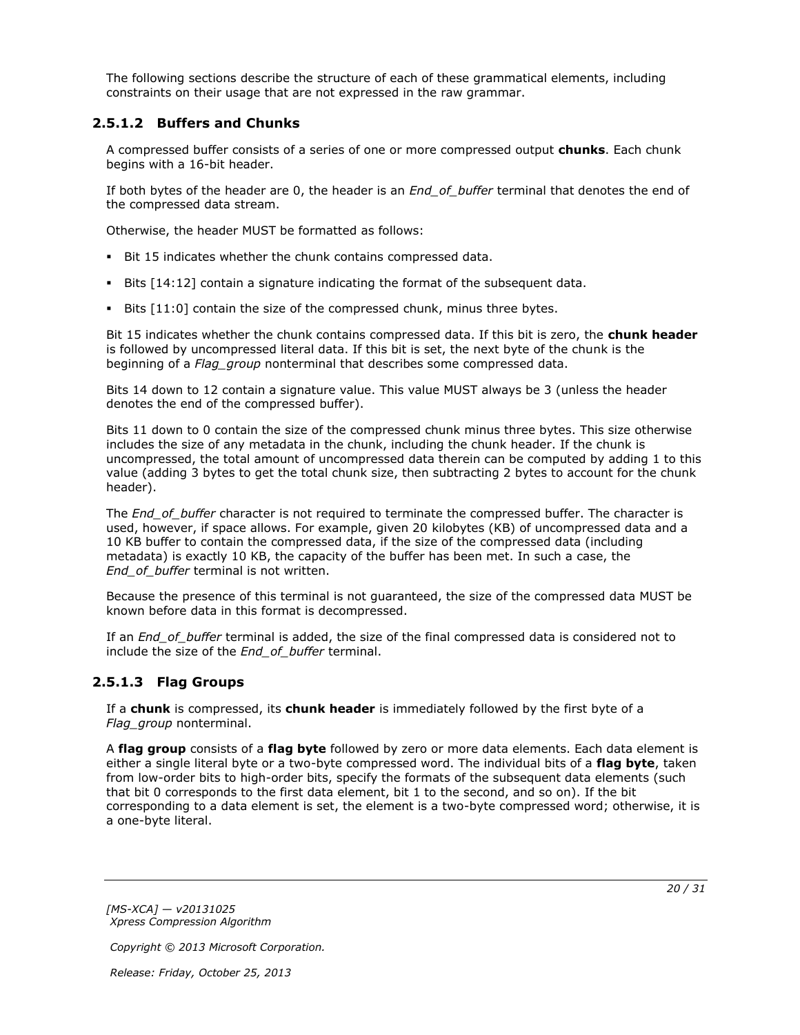The following sections describe the structure of each of these grammatical elements, including constraints on their usage that are not expressed in the raw grammar.

### 2.5.1.2 Buffers and Chunks

A compressed buffer consists of a series of one or more compressed output **chunks**. Each chunk begins with a 16-bit header.

If both bytes of the header are 0, the header is an *End_of_buffer* terminal that denotes the end of the compressed data stream.

Otherwise, the header MUST be formatted as follows:

- Bit 15 indicates whether the chunk contains compressed data.
- Bits [14:12] contain a signature indicating the format of the subsequent data.
- Bits [11:0] contain the size of the compressed chunk, minus three bytes.

Bit 15 indicates whether the chunk contains compressed data. If this bit is zero, the **chunk header** is followed by uncompressed literal data. If this bit is set, the next byte of the chunk is the beginning of a *Flag_group* nonterminal that describes some compressed data.

Bits 14 down to 12 contain a signature value. This value MUST always be 3 (unless the header denotes the end of the compressed buffer).

Bits 11 down to 0 contain the size of the compressed chunk minus three bytes. This size otherwise includes the size of any metadata in the chunk, including the chunk header. If the chunk is uncompressed, the total amount of uncompressed data therein can be computed by adding 1 to this value (adding 3 bytes to get the total chunk size, then subtracting 2 bytes to account for the chunk header).

The *End_of_buffer* character is not required to terminate the compressed buffer. The character is used, however, if space allows. For example, given 20 kilobytes (KB) of uncompressed data and a 10 KB buffer to contain the compressed data, if the size of the compressed data (including metadata) is exactly 10 KB, the capacity of the buffer has been met. In such a case, the *End_of_buffer* terminal is not written.

Because the presence of this terminal is not guaranteed, the size of the compressed data MUST be known before data in this format is decompressed.

If an *End_of_buffer* terminal is added, the size of the final compressed data is considered not to include the size of the *End_of_buffer* terminal.

### 2.5.1.3 Flag Groups

If a **chunk** is compressed, its **chunk header** is immediately followed by the first byte of a *Flag_group* nonterminal.

A **flag group** consists of a **flag byte** followed by zero or more data elements. Each data element is either a single literal byte or a two-byte compressed word. The individual bits of a **flag byte**, taken from low-order bits to high-order bits, specify the formats of the subsequent data elements (such that bit 0 corresponds to the first data element, bit 1 to the second, and so on). If the bit corresponding to a data element is set, the element is a two-byte compressed word; otherwise, it is a one-byte literal.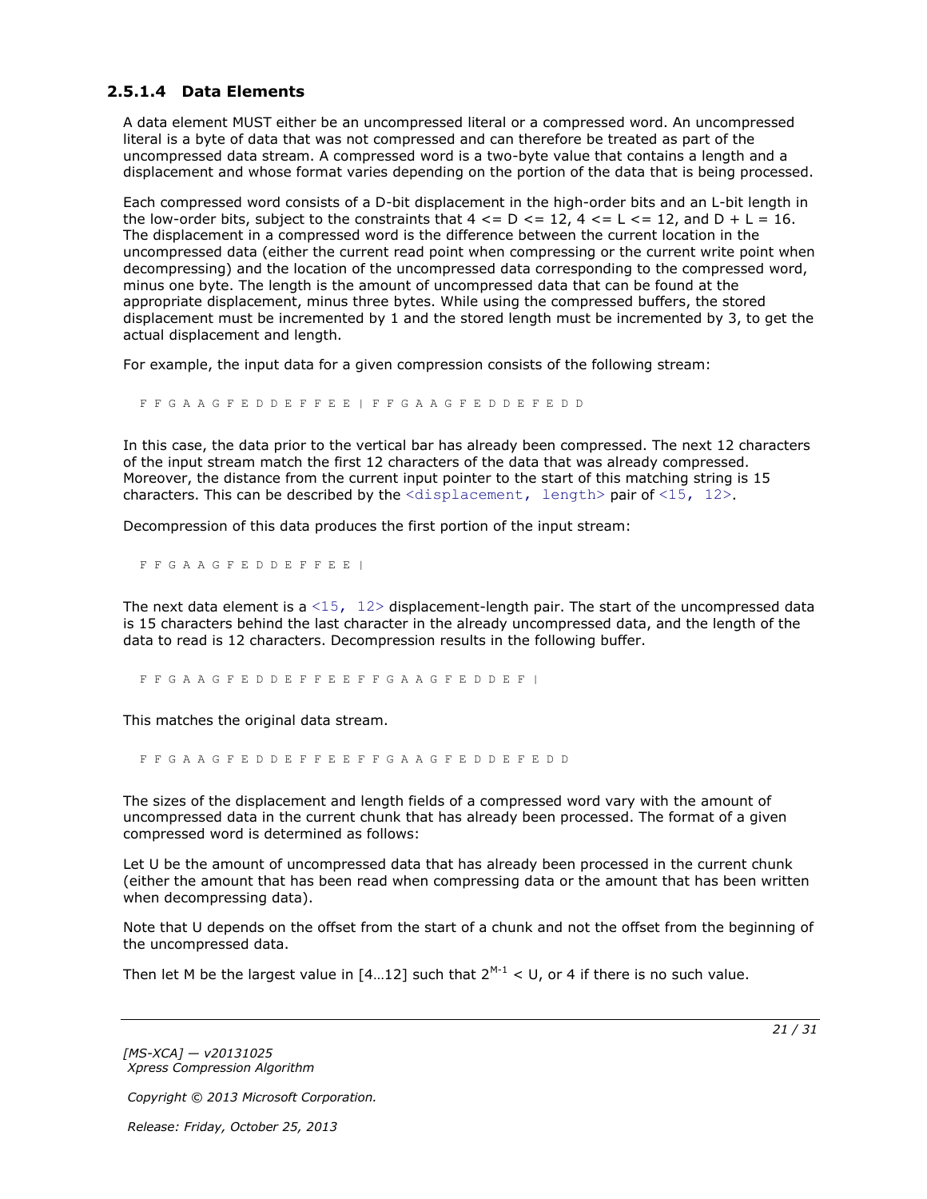### 2.5.1.4 Data Elements

A data element MUST either be an uncompressed literal or a compressed word. An uncompressed literal is a byte of data that was not compressed and can therefore be treated as part of the uncompressed data stream. A compressed word is a two-byte value that contains a length and a displacement and whose format varies depending on the portion of the data that is being processed.

Each compressed word consists of a D-bit displacement in the high-order bits and an L-bit length in the low-order bits, subject to the constraints that 4 <= D <= 12, 4 <= L <= 12, and D + L = 16. The displacement in a compressed word is the difference between the current location in the uncompressed data (either the current read point when compressing or the current write point when decompressing) and the location of the uncompressed data corresponding to the compressed word, minus one byte. The length is the amount of uncompressed data that can be found at the appropriate displacement, minus three bytes. While using the compressed buffers, the stored displacement must be incremented by 1 and the stored length must be incremented by 3, to get the actual displacement and length.

For example, the input data for a given compression consists of the following stream:

```
F F G A A G F E D D E F F E E | F F G A A G F E D D E F E D D
```

In this case, the data prior to the vertical bar has already been compressed. The next 12 characters of the input stream match the first 12 characters of the data that was already compressed. Moreover, the distance from the current input pointer to the start of this matching string is 15 characters. This can be described by the `<displacement, length>` pair of `<15, 12>`.

Decompression of this data produces the first portion of the input stream:

```
F F G A A G F E D D E F F E E |
```

The next data element is a `<15, 12>` displacement-length pair. The start of the uncompressed data is 15 characters behind the last character in the already uncompressed data, and the length of the data to read is 12 characters. Decompression results in the following buffer.

```
F F G A A G F E D D E F F E E F F G A A G F E D D E F |
```

This matches the original data stream.

```
F F G A A G F E D D E F F E E F F G A A G F E D D E F E D D
```

The sizes of the displacement and length fields of a compressed word vary with the amount of uncompressed data in the current chunk that has already been processed. The format of a given compressed word is determined as follows:

Let U be the amount of uncompressed data that has already been processed in the current chunk (either the amount that has been read when compressing data or the amount that has been written when decompressing data).

Note that U depends on the offset from the start of a chunk and not the offset from the beginning of the uncompressed data.

Then let M be the largest value in [4…12] such that $2^{M-1} < U$, or 4 if there is no such value.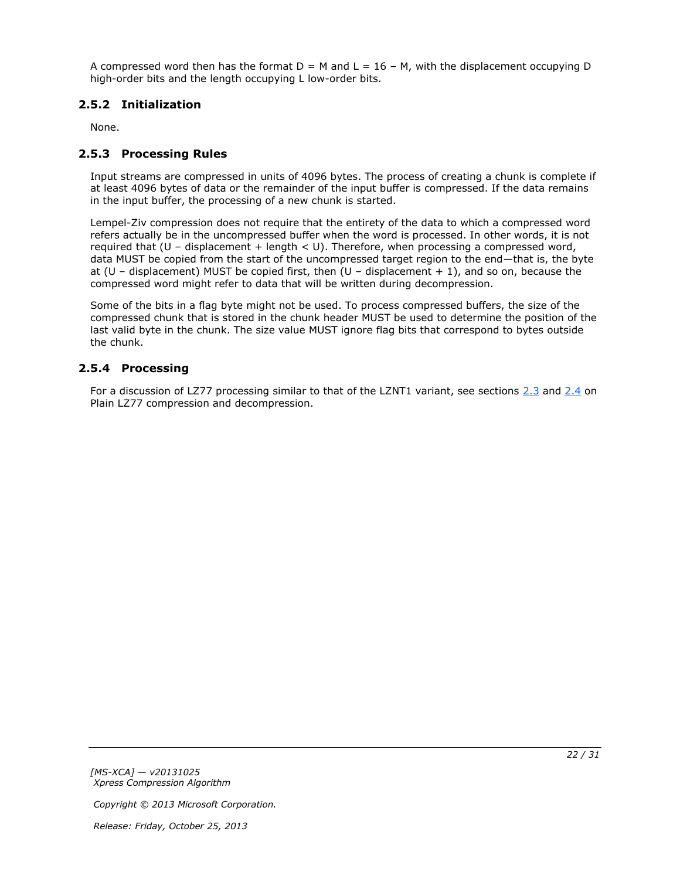A compressed word then has the format $D = M$ and $L = 16 - M$, with the displacement occupying D high-order bits and the length occupying L low-order bits.

### 2.5.2 Initialization

None.

### 2.5.3 Processing Rules

Input streams are compressed in units of 4096 bytes. The process of creating a chunk is complete if at least 4096 bytes of data or the remainder of the input buffer is compressed. If the data remains in the input buffer, the processing of a new chunk is started.

Lempel-Ziv compression does not require that the entirety of the data to which a compressed word refers actually be in the uncompressed buffer when the word is processed. In other words, it is not required that ($U - \text{displacement} + \text{length} < U$). Therefore, when processing a compressed word, data MUST be copied from the start of the uncompressed target region to the end—that is, the byte at ($U - \text{displacement}$) MUST be copied first, then ($U - \text{displacement} + 1$), and so on, because the compressed word might refer to data that will be written during decompression.

Some of the bits in a flag byte might not be used. To process compressed buffers, the size of the compressed chunk that is stored in the chunk header MUST be used to determine the position of the last valid byte in the chunk. The size value MUST ignore flag bits that correspond to bytes outside the chunk.

### 2.5.4 Processing

For a discussion of LZ77 processing similar to that of the LZNT1 variant, see sections 2.3 and 2.4 on Plain LZ77 compression and decompression.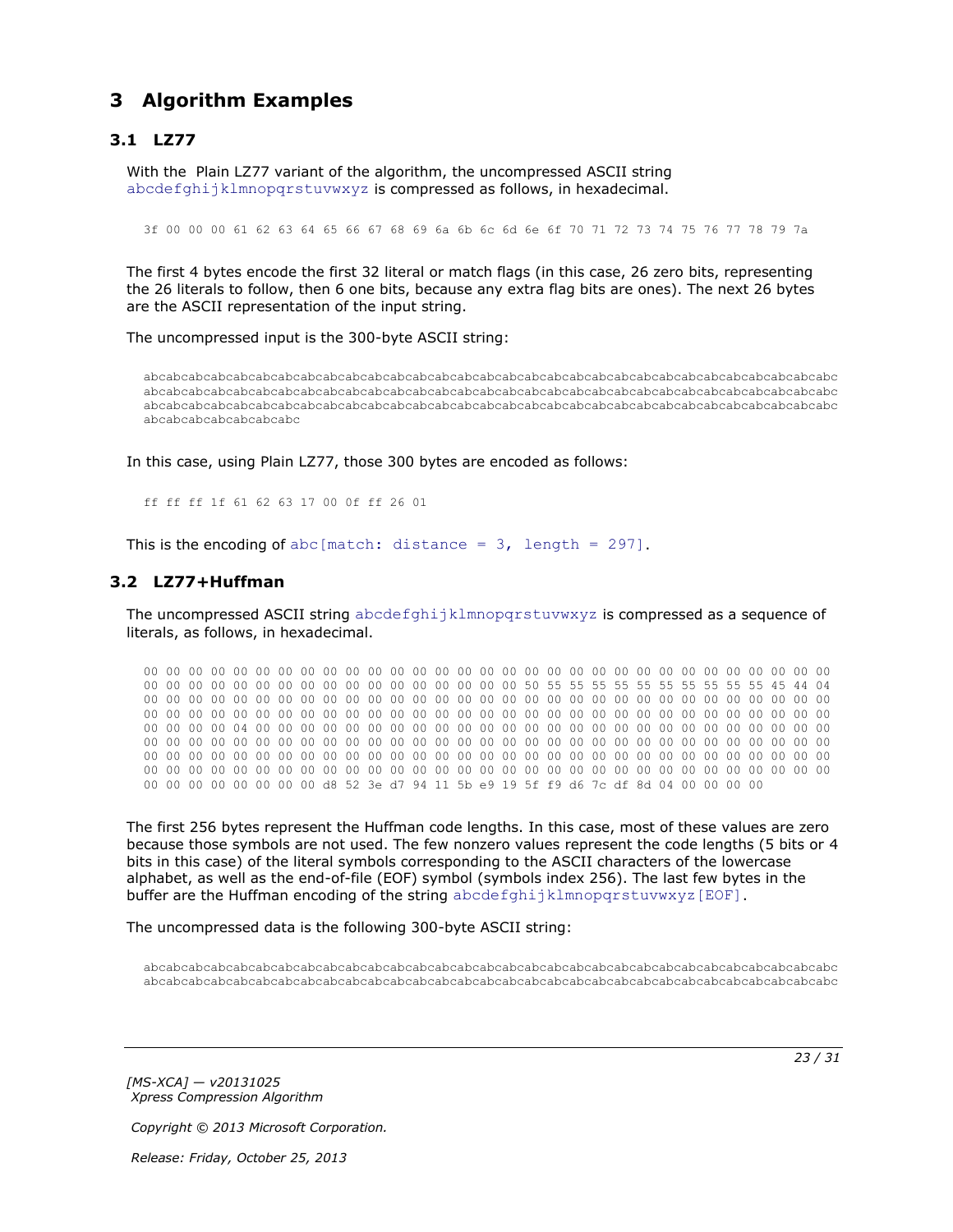# 3 Algorithm Examples

## 3.1 LZ77

With the Plain LZ77 variant of the algorithm, the uncompressed ASCII string abcdefghijklmnopqrstuvwxyz is compressed as follows, in hexadecimal.

```
3f 00 00 00 61 62 63 64 65 66 67 68 69 6a 6b 6c 6d 6e 6f 70 71 72 73 74 75 76 77 78 79 7a
```

The first 4 bytes encode the first 32 literal or match flags (in this case, 26 zero bits, representing the 26 literals to follow, then 6 one bits, because any extra flag bits are ones). The next 26 bytes are the ASCII representation of the input string.

The uncompressed input is the 300-byte ASCII string:

```
abcabcabcabcabcabcabcabcabcabcabcabcabcabcabcabcabcabcabcabcabcabcabcabcabcabcabcabcabcabcabcabcabcabc
abcabcabcabcabcabcabcabcabcabcabcabcabcabcabcabcabcabcabcabcabcabcabcabcabcabcabcabcabcabcabcabcabcabc
abcabcabcabcabcabcabcabcabcabcabcabcabcabcabcabcabcabcabcabcabcabcabcabcabcabcabcabcabcabcabcabcabcabc
abcabcabcabcabcabcabc
```

In this case, using Plain LZ77, those 300 bytes are encoded as follows:

```
ff ff ff 1f 61 62 63 17 00 0f ff 26 01
```

This is the encoding of abc[match: distance = 3, length = 297].

## 3.2 LZ77+Huffman

The uncompressed ASCII string abcdefghijklmnopqrstuvwxyz is compressed as a sequence of literals, as follows, in hexadecimal.

```
00 00 00 00 00 00 00 00 00 00 00 00 00 00 00 00 00 00 00 00 00 00 00 00 00 00 00 00 00 00 00 00
00 00 00 00 00 00 00 00 00 00 00 00 00 00 00 00 50 55 55 55 55 55 55 55 55 55 55 45 44 04
00 00 00 00 00 00 00 00 00 00 00 00 00 00 00 00 00 00 00 00 00 00 00 00 00 00 00 00 00 00 00 00
00 00 00 00 00 00 00 00 00 00 00 00 00 00 00 00 00 00 00 00 00 00 00 00 00 00 00 00 00 00 00 00
00 00 00 00 04 00 00 00 00 00 00 00 00 00 00 00 00 00 00 00 00 00 00 00 00 00 00 00 00 00 00 00
00 00 00 00 00 00 00 00 00 00 00 00 00 00 00 00 00 00 00 00 00 00 00 00 00 00 00 00 00 00 00 00
00 00 00 00 00 00 00 00 00 00 00 00 00 00 00 00 00 00 00 00 00 00 00 00 00 00 00 00 00 00 00 00
00 00 00 00 00 00 00 00 00 00 00 00 00 00 00 00 00 00 00 00 00 00 00 00 00 00 00 00 00 00 00 00
00 00 00 00 00 00 00 00 d8 52 3e d7 94 11 5b e9 19 5f f9 d6 7c df 8d 04 00 00 00 00
```

The first 256 bytes represent the Huffman code lengths. In this case, most of these values are zero because those symbols are not used. The few nonzero values represent the code lengths (5 bits or 4 bits in this case) of the literal symbols corresponding to the ASCII characters of the lowercase alphabet, as well as the end-of-file (EOF) symbol (symbols index 256). The last few bytes in the buffer are the Huffman encoding of the string abcdefghijklmnopqrstuvwxyz[EOF].

The uncompressed data is the following 300-byte ASCII string:

```
abcabcabcabcabcabcabcabcabcabcabcabcabcabcabcabcabcabcabcabcabcabcabcabcabcabcabcabcabcabcabcabcabcabc
abcabcabcabcabcabcabcabcabcabcabcabcabcabcabcabcabcabcabcabcabcabcabcabcabcabcabcabcabcabcabcabcabcabc
```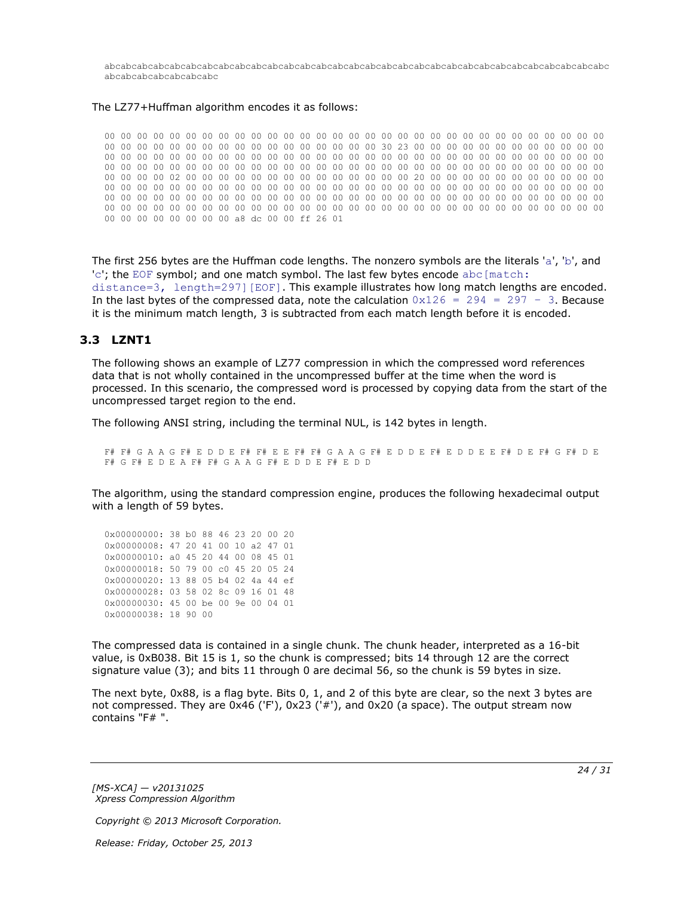```
abcabcabcabcabcabcabcabcabcabcabcabcabcabcabcabcabcabcabcabcabcabcabcabcabcabcabcabcabcabcabcabc
abcabcabcabcabcabcabc
```

The LZ77+Huffman algorithm encodes it as follows:

```
00 00 00 00 00 00 00 00 00 00 00 00 00 00 00 00 00 00 00 00 00 00 00 00 00 00 00 00 00 00 00 00
00 00 00 00 00 00 00 00 00 00 00 00 00 00 00 00 00 00 30 23 00 00 00 00 00 00 00 00 00 00 00 00
00 00 00 00 00 00 00 00 00 00 00 00 00 00 00 00 00 00 00 00 00 00 00 00 00 00 00 00 00 00 00 00
00 00 00 00 00 00 00 00 00 00 00 00 00 00 00 00 00 00 00 00 00 00 00 00 00 00 00 00 00 00 00 00
00 00 00 00 02 00 00 00 00 00 00 00 00 00 00 00 00 00 00 00 20 00 00 00 00 00 00 00 00 00 00 00
00 00 00 00 00 00 00 00 00 00 00 00 00 00 00 00 00 00 00 00 00 00 00 00 00 00 00 00 00 00 00 00
00 00 00 00 00 00 00 00 00 00 00 00 00 00 00 00 00 00 00 00 00 00 00 00 00 00 00 00 00 00 00 00
00 00 00 00 00 00 00 00 00 00 00 00 00 00 00 00 00 00 00 00 00 00 00 00 00 00 00 00 00 00 00 00
00 00 00 00 00 00 00 00 a8 dc 00 00 ff 26 01
```

The first 256 bytes are the Huffman code lengths. The nonzero symbols are the literals 'a', 'b', and 'c'; the EOF symbol; and one match symbol. The last few bytes encode abc[match: distance=3, length=297][EOF]. This example illustrates how long match lengths are encoded. In the last bytes of the compressed data, note the calculation 0x126 = 294 = 297 - 3. Because it is the minimum match length, 3 is subtracted from each match length before it is encoded.

## 3.3 LZNT1

The following shows an example of LZ77 compression in which the compressed word references data that is not wholly contained in the uncompressed buffer at the time when the word is processed. In this scenario, the compressed word is processed by copying data from the start of the uncompressed target region to the end.

The following ANSI string, including the terminal NUL, is 142 bytes in length.

```
F# F# G A A G F# E D D E F# F# E E F# F# G A A G F# E D D E F# E D D E E F# D E F# G F# D E
F# G F# E D E A F# F# G A A G F# E D D E F# E D D
```

The algorithm, using the standard compression engine, produces the following hexadecimal output with a length of 59 bytes.

```
0x00000000: 38 b0 88 46 23 20 00 20
0x00000008: 47 20 41 00 10 a2 47 01
0x00000010: a0 45 20 44 00 08 45 01
0x00000018: 50 79 00 c0 45 20 05 24
0x00000020: 13 88 05 b4 02 4a 44 ef
0x00000028: 03 58 02 8c 09 16 01 48
0x00000030: 45 00 be 00 9e 00 04 01
0x00000038: 18 90 00
```

The compressed data is contained in a single chunk. The chunk header, interpreted as a 16-bit value, is 0xB038. Bit 15 is 1, so the chunk is compressed; bits 14 through 12 are the correct signature value (3); and bits 11 through 0 are decimal 56, so the chunk is 59 bytes in size.

The next byte, 0x88, is a flag byte. Bits 0, 1, and 2 of this byte are clear, so the next 3 bytes are not compressed. They are 0x46 ('F'), 0x23 ('#'), and 0x20 (a space). The output stream now contains "F# ".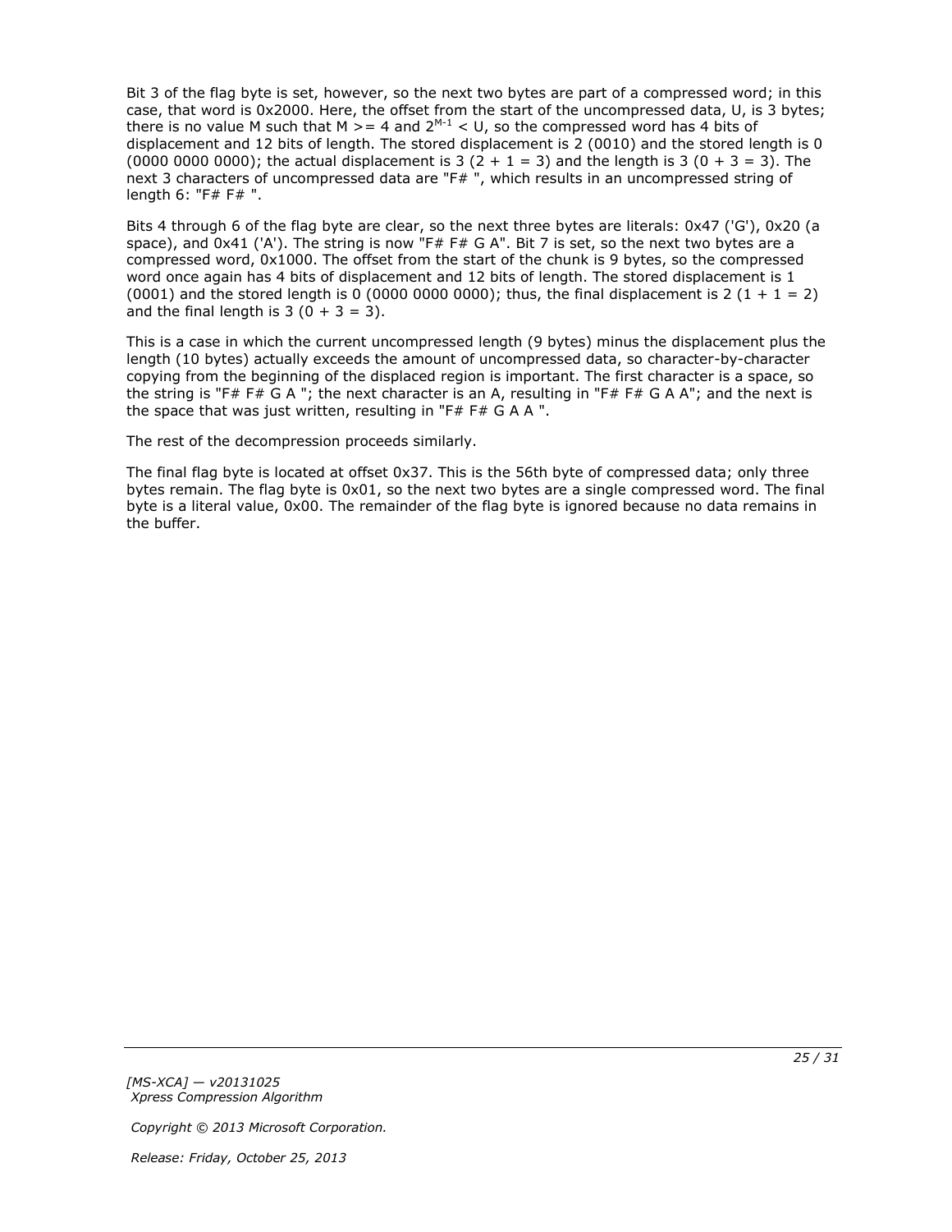Bit 3 of the flag byte is set, however, so the next two bytes are part of a compressed word; in this case, that word is 0x2000. Here, the offset from the start of the uncompressed data, U, is 3 bytes; there is no value M such that M >= 4 and $2^{M-1}$ < U, so the compressed word has 4 bits of displacement and 12 bits of length. The stored displacement is 2 (0010) and the stored length is 0 (0000 0000 0000); the actual displacement is 3 (2 + 1 = 3) and the length is 3 (0 + 3 = 3). The next 3 characters of uncompressed data are "F# ", which results in an uncompressed string of length 6: "F# F# ".

Bits 4 through 6 of the flag byte are clear, so the next three bytes are literals: 0x47 ('G'), 0x20 (a space), and 0x41 ('A'). The string is now "F# F# G A". Bit 7 is set, so the next two bytes are a compressed word, 0x1000. The offset from the start of the chunk is 9 bytes, so the compressed word once again has 4 bits of displacement and 12 bits of length. The stored displacement is 1 (0001) and the stored length is 0 (0000 0000 0000); thus, the final displacement is 2 (1 + 1 = 2) and the final length is 3 (0 + 3 = 3).

This is a case in which the current uncompressed length (9 bytes) minus the displacement plus the length (10 bytes) actually exceeds the amount of uncompressed data, so character-by-character copying from the beginning of the displaced region is important. The first character is a space, so the string is "F# F# G A "; the next character is an A, resulting in "F# F# G A A"; and the next is the space that was just written, resulting in "F# F# G A A ".

The rest of the decompression proceeds similarly.

The final flag byte is located at offset 0x37. This is the 56th byte of compressed data; only three bytes remain. The flag byte is 0x01, so the next two bytes are a single compressed word. The final byte is a literal value, 0x00. The remainder of the flag byte is ignored because no data remains in the buffer.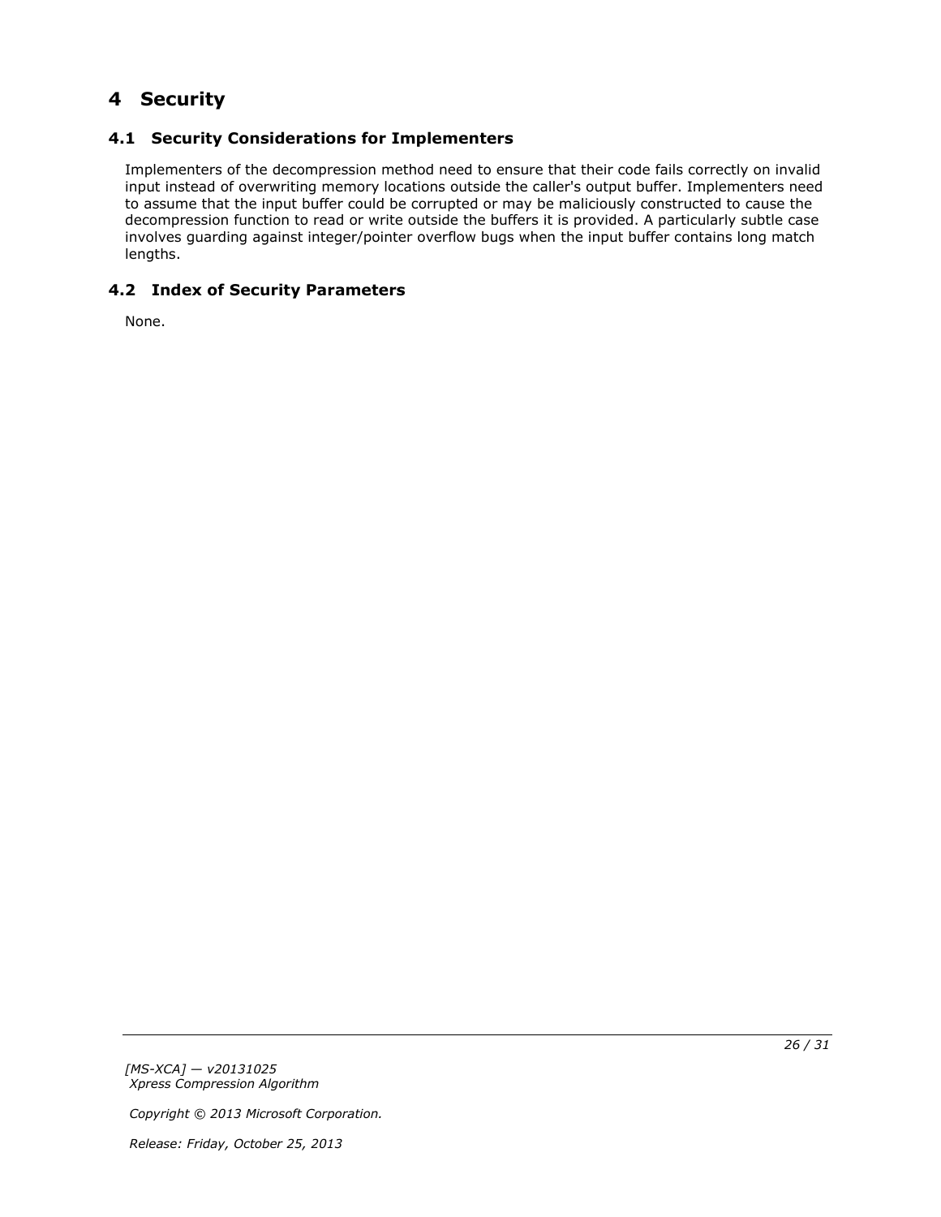# 4 Security

## 4.1 Security Considerations for Implementers

Implementers of the decompression method need to ensure that their code fails correctly on invalid input instead of overwriting memory locations outside the caller's output buffer. Implementers need to assume that the input buffer could be corrupted or may be maliciously constructed to cause the decompression function to read or write outside the buffers it is provided. A particularly subtle case involves guarding against integer/pointer overflow bugs when the input buffer contains long match lengths.

## 4.2 Index of Security Parameters

None.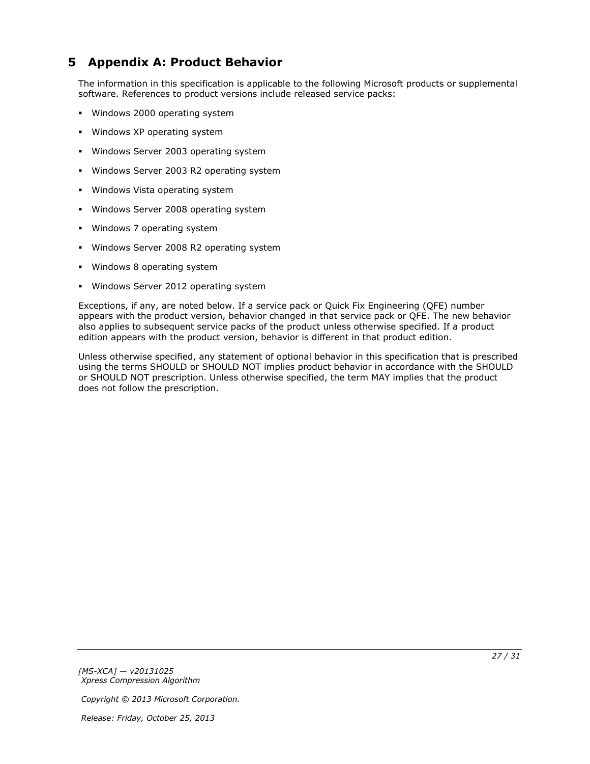# 5 Appendix A: Product Behavior

The information in this specification is applicable to the following Microsoft products or supplemental software. References to product versions include released service packs:

- Windows 2000 operating system
- Windows XP operating system
- Windows Server 2003 operating system
- Windows Server 2003 R2 operating system
- Windows Vista operating system
- Windows Server 2008 operating system
- Windows 7 operating system
- Windows Server 2008 R2 operating system
- Windows 8 operating system
- Windows Server 2012 operating system

Exceptions, if any, are noted below. If a service pack or Quick Fix Engineering (QFE) number appears with the product version, behavior changed in that service pack or QFE. The new behavior also applies to subsequent service packs of the product unless otherwise specified. If a product edition appears with the product version, behavior is different in that product edition.

Unless otherwise specified, any statement of optional behavior in this specification that is prescribed using the terms SHOULD or SHOULD NOT implies product behavior in accordance with the SHOULD or SHOULD NOT prescription. Unless otherwise specified, the term MAY implies that the product does not follow the prescription.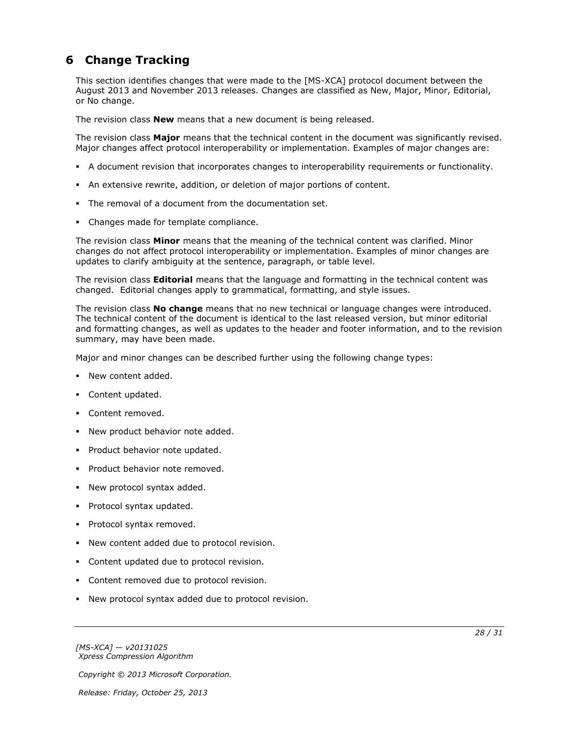# 6 Change Tracking

This section identifies changes that were made to the [MS-XCA] protocol document between the August 2013 and November 2013 releases. Changes are classified as New, Major, Minor, Editorial, or No change.

The revision class **New** means that a new document is being released.

The revision class **Major** means that the technical content in the document was significantly revised. Major changes affect protocol interoperability or implementation. Examples of major changes are:

- A document revision that incorporates changes to interoperability requirements or functionality.
- An extensive rewrite, addition, or deletion of major portions of content.
- The removal of a document from the documentation set.
- Changes made for template compliance.

The revision class **Minor** means that the meaning of the technical content was clarified. Minor changes do not affect protocol interoperability or implementation. Examples of minor changes are updates to clarify ambiguity at the sentence, paragraph, or table level.

The revision class **Editorial** means that the language and formatting in the technical content was changed. Editorial changes apply to grammatical, formatting, and style issues.

The revision class **No change** means that no new technical or language changes were introduced. The technical content of the document is identical to the last released version, but minor editorial and formatting changes, as well as updates to the header and footer information, and to the revision summary, may have been made.

Major and minor changes can be described further using the following change types:

- New content added.
- Content updated.
- Content removed.
- New product behavior note added.
- Product behavior note updated.
- Product behavior note removed.
- New protocol syntax added.
- Protocol syntax updated.
- Protocol syntax removed.
- New content added due to protocol revision.
- Content updated due to protocol revision.
- Content removed due to protocol revision.
- New protocol syntax added due to protocol revision.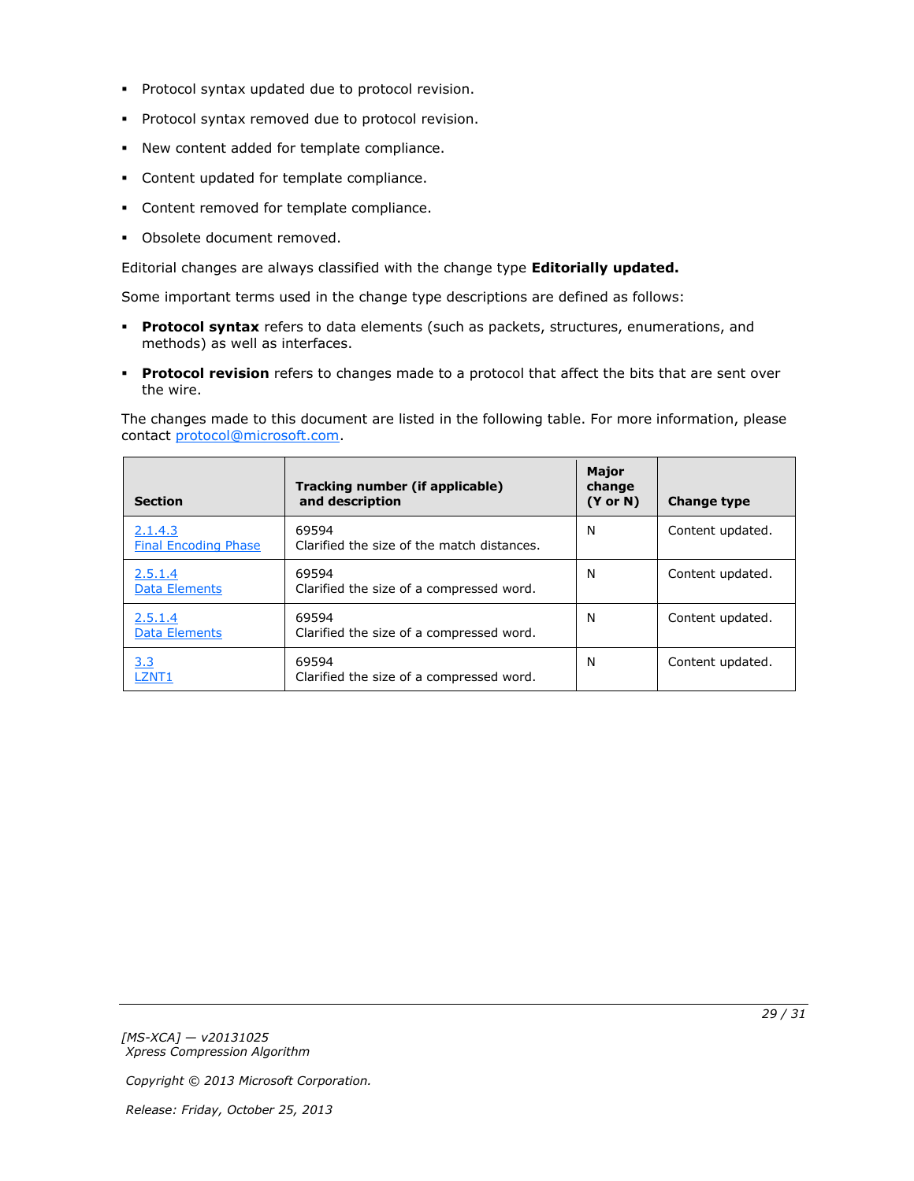- Protocol syntax updated due to protocol revision.
- Protocol syntax removed due to protocol revision.
- New content added for template compliance.
- Content updated for template compliance.
- Content removed for template compliance.
- Obsolete document removed.

Editorial changes are always classified with the change type **Editorially updated.**

Some important terms used in the change type descriptions are defined as follows:

- **Protocol syntax** refers to data elements (such as packets, structures, enumerations, and methods) as well as interfaces.
- **Protocol revision** refers to changes made to a protocol that affect the bits that are sent over the wire.

The changes made to this document are listed in the following table. For more information, please contact protocol@microsoft.com.

| Section | Tracking number (if applicable) and description | Major change (Y or N) | Change type |
|---|---|---|---|
| 2.1.4.3 Final Encoding Phase | 69594 Clarified the size of the match distances. | N | Content updated. |
| 2.5.1.4 Data Elements | 69594 Clarified the size of a compressed word. | N | Content updated. |
| 2.5.1.4 Data Elements | 69594 Clarified the size of a compressed word. | N | Content updated. |
| 3.3 LZNT1 | 69594 Clarified the size of a compressed word. | N | Content updated. |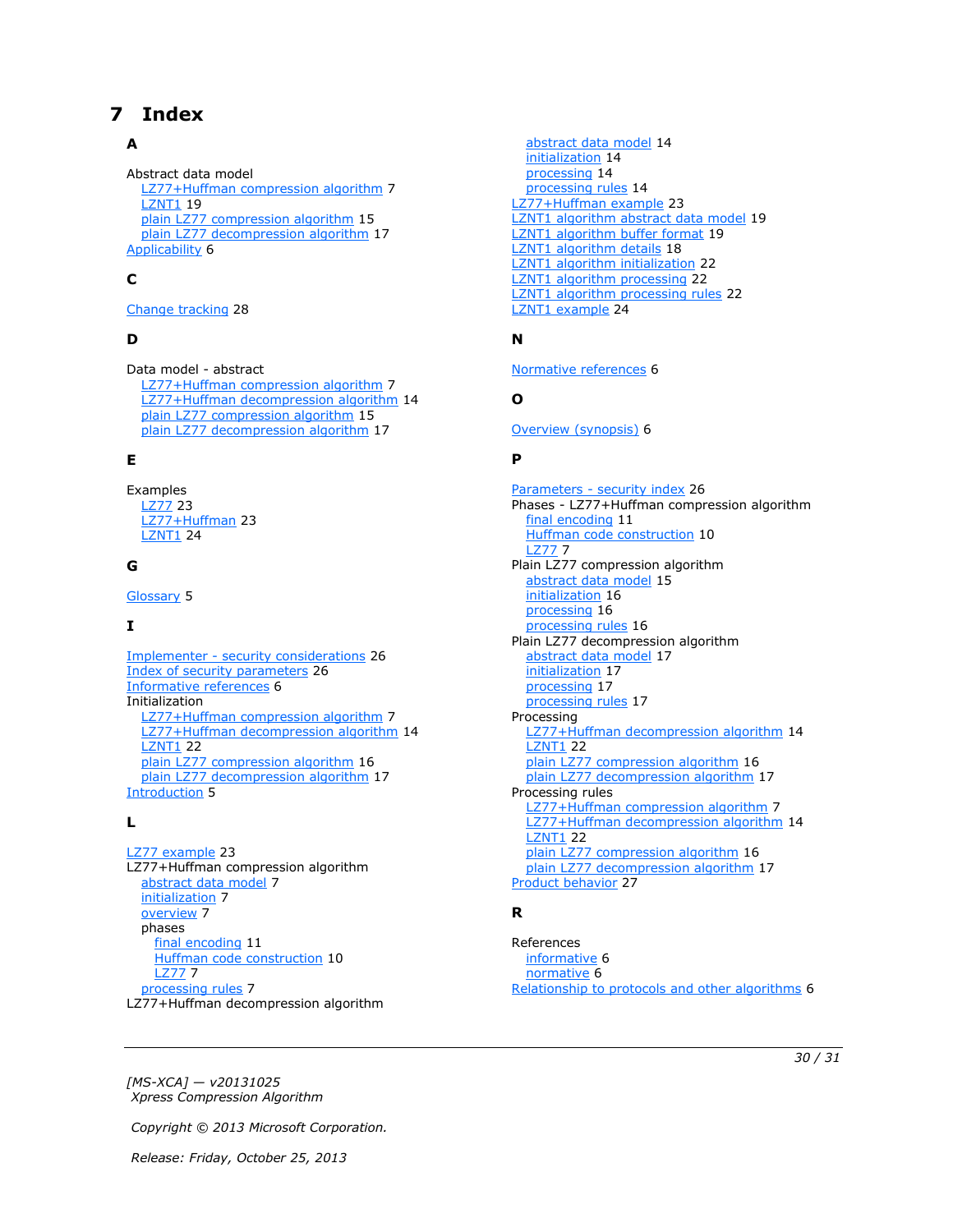# 7 Index

## A

Abstract data model
- LZ77+Huffman compression algorithm 7
- LZNT1 19
- plain LZ77 compression algorithm 15
- plain LZ77 decompression algorithm 17

Applicability 6

## C

Change tracking 28

## D

Data model - abstract
- LZ77+Huffman compression algorithm 7
- LZ77+Huffman decompression algorithm 14
- plain LZ77 compression algorithm 15
- plain LZ77 decompression algorithm 17

## E

Examples
- LZ77 23
- LZ77+Huffman 23
- LZNT1 24

## G

Glossary 5

## I

Implementer - security considerations 26
Index of security parameters 26
Informative references 6
Initialization
- LZ77+Huffman compression algorithm 7
- LZ77+Huffman decompression algorithm 14
- LZNT1 22
- plain LZ77 compression algorithm 16
- plain LZ77 decompression algorithm 17

Introduction 5

## L

LZ77 example 23
LZ77+Huffman compression algorithm
- abstract data model 7
- initialization 7
- overview 7
- phases
  - final encoding 11
  - Huffman code construction 10
  - LZ77 7
- processing rules 7

LZ77+Huffman decompression algorithm
- abstract data model 14
- initialization 14
- processing 14
- processing rules 14

LZ77+Huffman example 23
LZNT1 algorithm abstract data model 19
LZNT1 algorithm buffer format 19
LZNT1 algorithm details 18
LZNT1 algorithm initialization 22
LZNT1 algorithm processing 22
LZNT1 algorithm processing rules 22
LZNT1 example 24

## N

Normative references 6

## O

Overview (synopsis) 6

## P

Parameters - security index 26
Phases - LZ77+Huffman compression algorithm
- final encoding 11
- Huffman code construction 10
- LZ77 7

Plain LZ77 compression algorithm
- abstract data model 15
- initialization 16
- processing 16
- processing rules 16

Plain LZ77 decompression algorithm
- abstract data model 17
- initialization 17
- processing 17
- processing rules 17

Processing
- LZ77+Huffman decompression algorithm 14
- LZNT1 22
- plain LZ77 compression algorithm 16
- plain LZ77 decompression algorithm 17

Processing rules
- LZ77+Huffman compression algorithm 7
- LZ77+Huffman decompression algorithm 14
- LZNT1 22
- plain LZ77 compression algorithm 16
- plain LZ77 decompression algorithm 17

Product behavior 27

## R

References
- informative 6
- normative 6

Relationship to protocols and other algorithms 6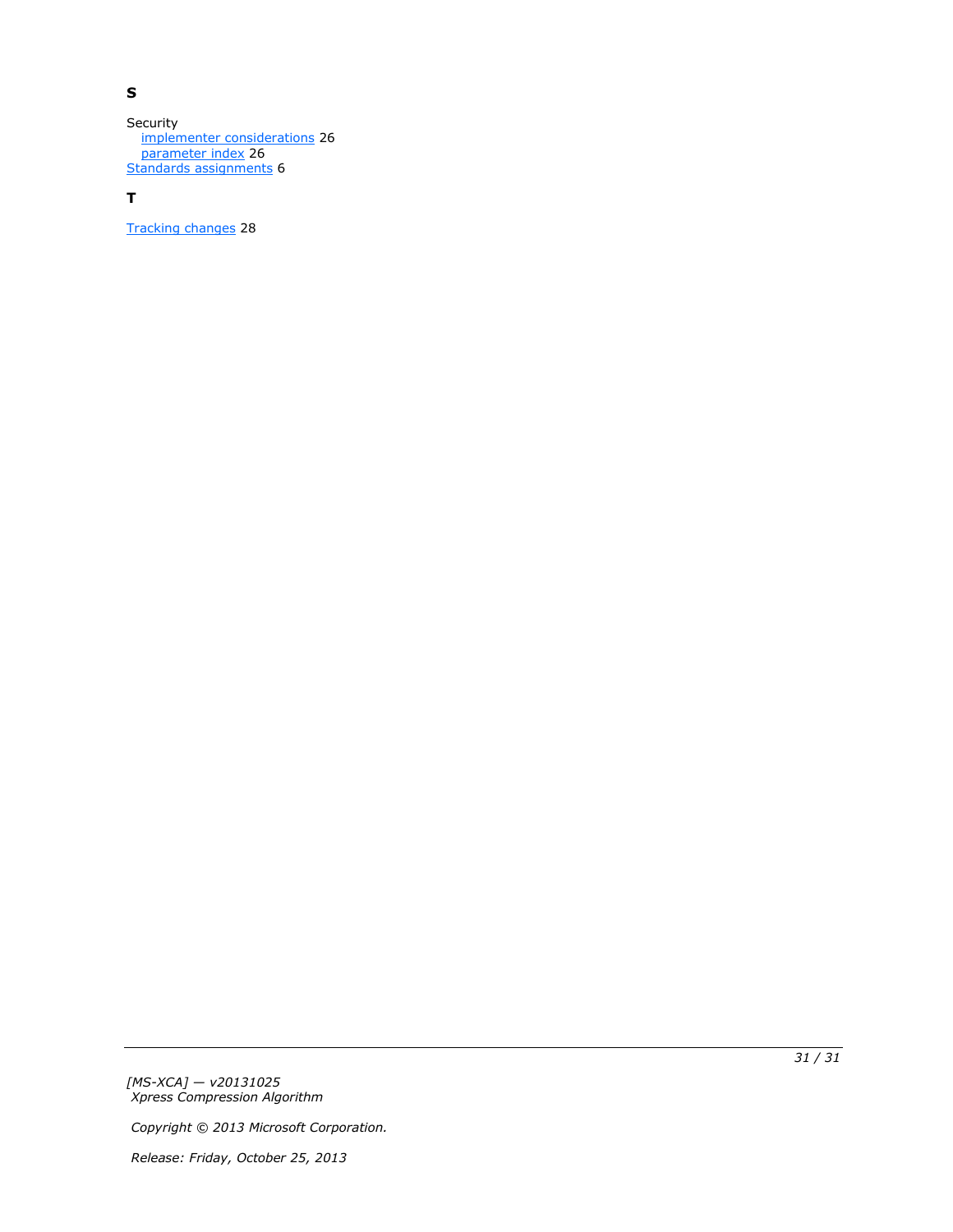**S**

Security
  implementer considerations 26
  parameter index 26
Standards assignments 6

**T**

Tracking changes 28